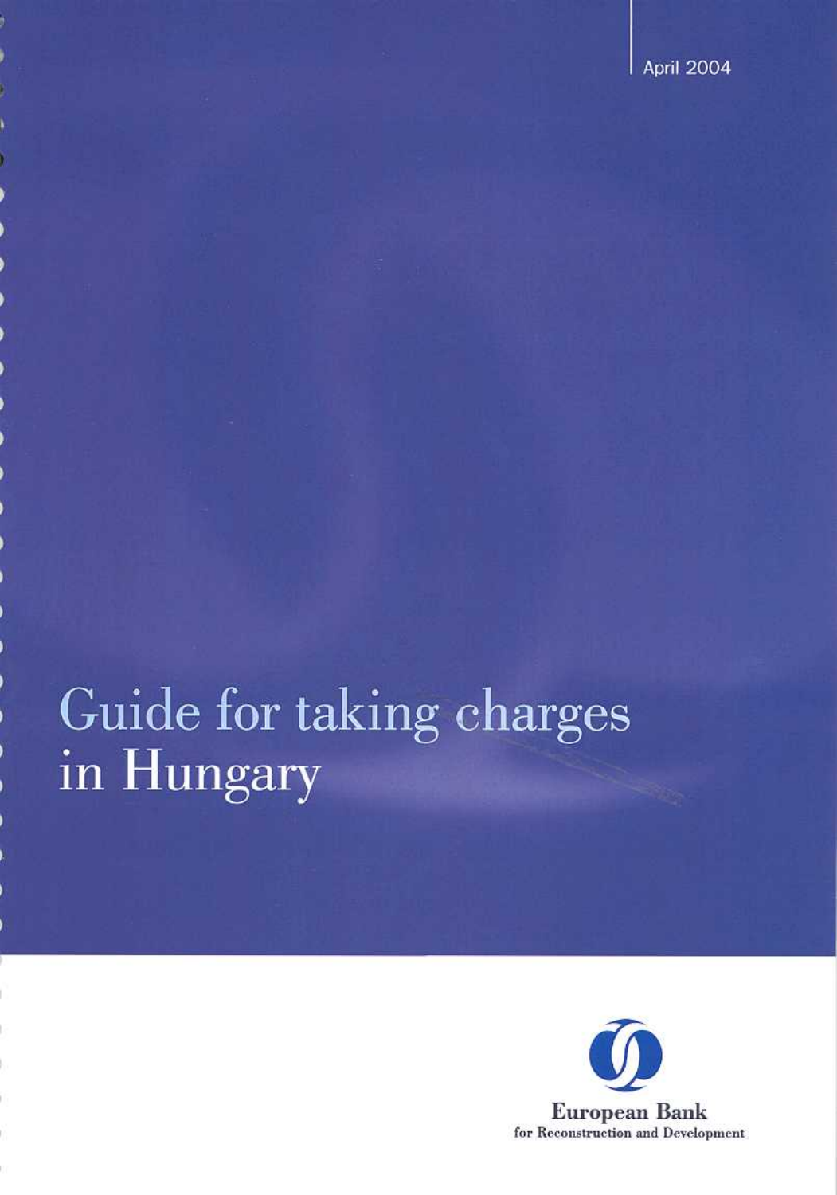April 2004

# Guide for taking charges in Hungary

**European Bank**
for Reconstruction and Development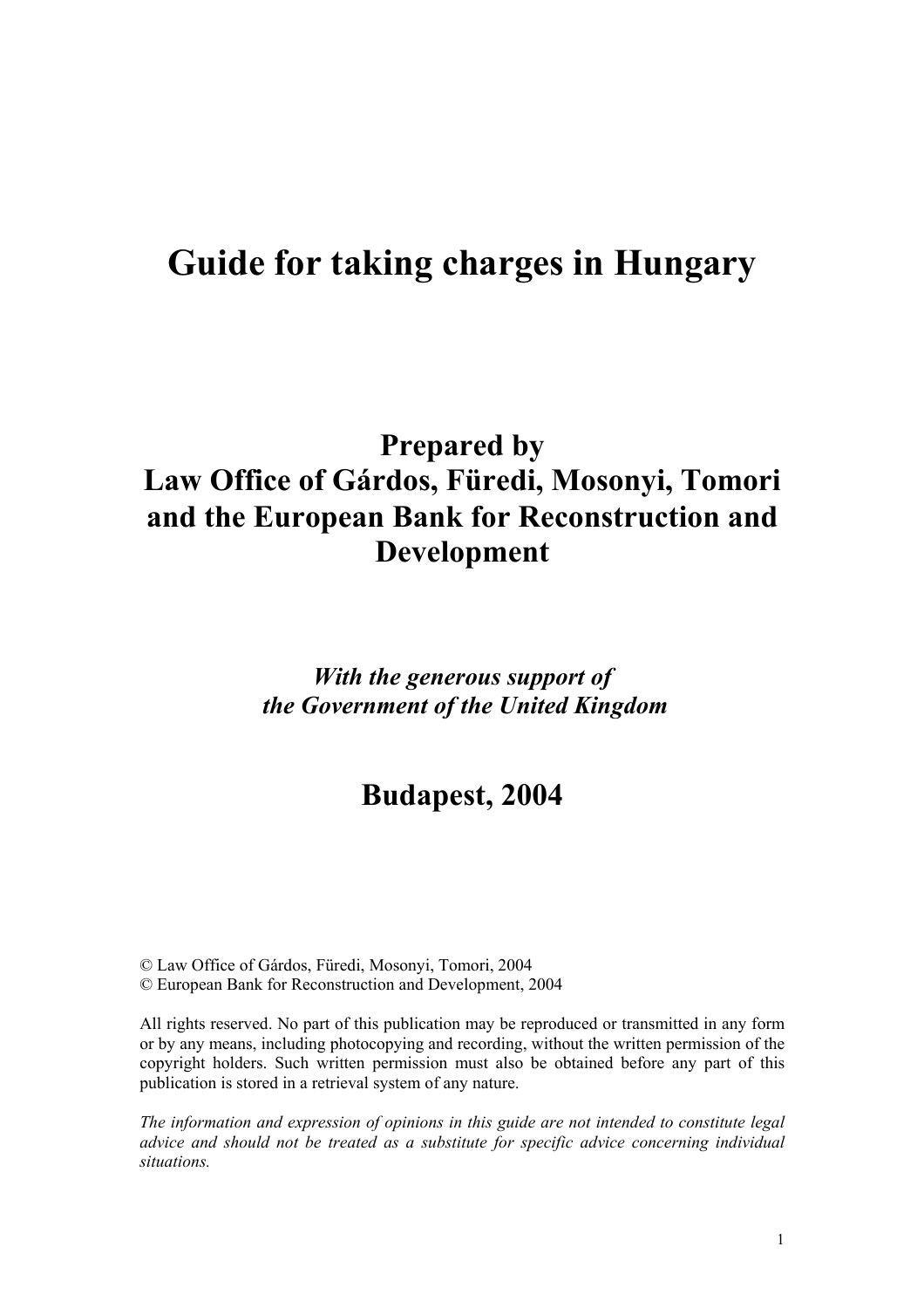# Guide for taking charges in Hungary

**Prepared by**
**Law Office of Gárdos, Füredi, Mosonyi, Tomori and the European Bank for Reconstruction and Development**

***With the generous support of the Government of the United Kingdom***

**Budapest, 2004**

© Law Office of Gárdos, Füredi, Mosonyi, Tomori, 2004
© European Bank for Reconstruction and Development, 2004

All rights reserved. No part of this publication may be reproduced or transmitted in any form or by any means, including photocopying and recording, without the written permission of the copyright holders. Such written permission must also be obtained before any part of this publication is stored in a retrieval system of any nature.

*The information and expression of opinions in this guide are not intended to constitute legal advice and should not be treated as a substitute for specific advice concerning individual situations.*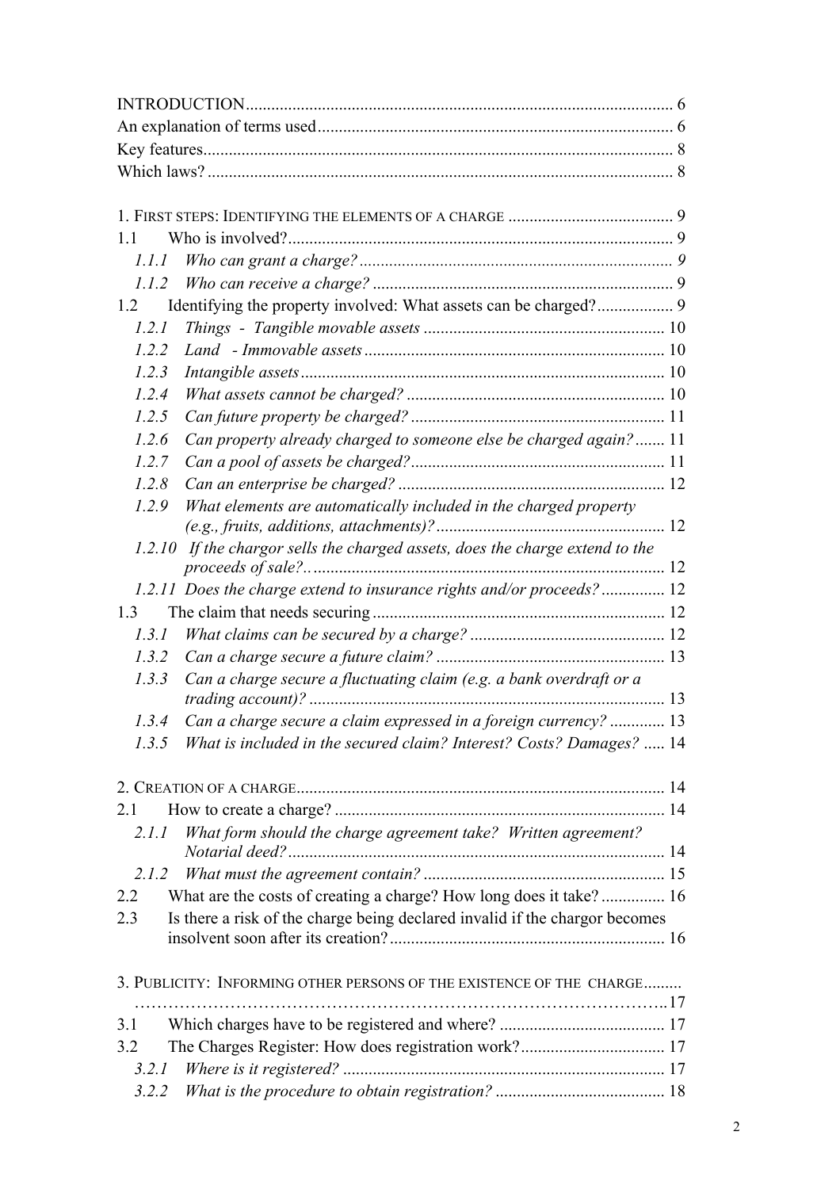INTRODUCTION .................................................................................................... 6
An explanation of terms used .................................................................................... 6
Key features.............................................................................................................. 8
Which laws? ............................................................................................................. 8

1. FIRST STEPS: IDENTIFYING THE ELEMENTS OF A CHARGE ....................................... 9
1.1 Who is involved?.......................................................................................... 9
*1.1.1 Who can grant a charge? ......................................................................... 9*
*1.1.2 Who can receive a charge? ...................................................................... 9*
1.2 Identifying the property involved: What assets can be charged?.................. 9
*1.2.1 Things - Tangible movable assets ......................................................... 10*
*1.2.2 Land - Immovable assets ....................................................................... 10*
*1.2.3 Intangible assets ..................................................................................... 10*
*1.2.4 What assets cannot be charged? ............................................................. 10*
*1.2.5 Can future property be charged? ............................................................ 11*
*1.2.6 Can property already charged to someone else be charged again? ....... 11*
*1.2.7 Can a pool of assets be charged?............................................................ 11*
*1.2.8 Can an enterprise be charged? ............................................................... 12*
*1.2.9 What elements are automatically included in the charged property (e.g., fruits, additions, attachments)? ..................................................... 12*
*1.2.10 If the chargor sells the charged assets, does the charge extend to the proceeds of sale?.................................................................................. 12*
*1.2.11 Does the charge extend to insurance rights and/or proceeds? ............... 12*
1.3 The claim that needs securing .................................................................... 12
*1.3.1 What claims can be secured by a charge? ............................................. 12*
*1.3.2 Can a charge secure a future claim? ..................................................... 13*
*1.3.3 Can a charge secure a fluctuating claim (e.g. a bank overdraft or a trading account)? ................................................................................... 13*
*1.3.4 Can a charge secure a claim expressed in a foreign currency? ............. 13*
*1.3.5 What is included in the secured claim? Interest? Costs? Damages? ..... 14*

2. CREATION OF A CHARGE...................................................................................... 14
2.1 How to create a charge? ............................................................................. 14
*2.1.1 What form should the charge agreement take? Written agreement? Notarial deed? ........................................................................................ 14*
*2.1.2 What must the agreement contain? ........................................................ 15*
2.2 What are the costs of creating a charge? How long does it take? ............... 16
2.3 Is there a risk of the charge being declared invalid if the chargor becomes insolvent soon after its creation? ................................................................ 16

3. PUBLICITY: INFORMING OTHER PERSONS OF THE EXISTENCE OF THE CHARGE......... ……………………………………………………………………………….. 17
3.1 Which charges have to be registered and where? ....................................... 17
3.2 The Charges Register: How does registration work? .................................. 17
*3.2.1 Where is it registered? ........................................................................... 17*
*3.2.2 What is the procedure to obtain registration? ........................................ 18*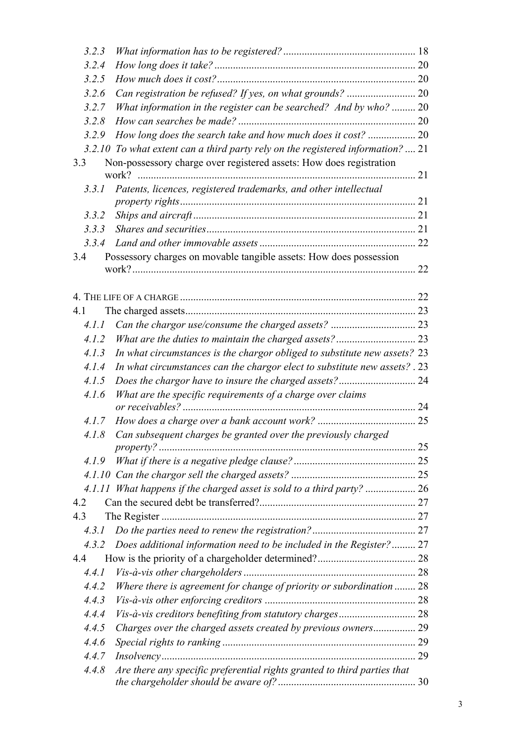*3.2.3 What information has to be registered?* .................................................. 18

*3.2.4 How long does it take?* ........................................................................ 20

*3.2.5 How much does it cost?* ....................................................................... 20

*3.2.6 Can registration be refused? If yes, on what grounds?* .......................... 20

*3.2.7 What information in the register can be searched? And by who?* ......... 20

*3.2.8 How can searches be made?* ................................................................ 20

*3.2.9 How long does the search take and how much does it cost?* .................. 20

*3.2.10 To what extent can a third party rely on the registered information?* .... 21

3.3 Non-possessory charge over registered assets: How does registration work? ........................................................................................................ 21

*3.3.1 Patents, licences, registered trademarks, and other intellectual property rights* ........................................................................................ 21

*3.3.2 Ships and aircraft* ................................................................................. 21

*3.3.3 Shares and securities* ............................................................................ 21

*3.3.4 Land and other immovable assets* ......................................................... 22

3.4 Possessory charges on movable tangible assets: How does possession work? ........................................................................................................ 22

4. THE LIFE OF A CHARGE ........................................................................................ 22

4.1 The charged assets ...................................................................................... 23

*4.1.1 Can the chargor use/consume the charged assets?* ................................ 23

*4.1.2 What are the duties to maintain the charged assets?* ............................. 23

*4.1.3 In what circumstances is the chargor obliged to substitute new assets?* 23

*4.1.4 In what circumstances can the chargor elect to substitute new assets?* . 23

*4.1.5 Does the chargor have to insure the charged assets?* ............................. 24

*4.1.6 What are the specific requirements of a charge over claims or receivables?* ....................................................................................... 24

*4.1.7 How does a charge over a bank account work?* .................................... 25

*4.1.8 Can subsequent charges be granted over the previously charged property?* ............................................................................................... 25

*4.1.9 What if there is a negative pledge clause?* ............................................. 25

*4.1.10 Can the chargor sell the charged assets?* ............................................... 25

*4.1.11 What happens if the charged asset is sold to a third party?* ................... 26

4.2 Can the secured debt be transferred? .......................................................... 27

4.3 The Register ............................................................................................... 27

*4.3.1 Do the parties need to renew the registration?* ....................................... 27

*4.3.2 Does additional information need to be included in the Register?* ......... 27

4.4 How is the priority of a chargeholder determined? ..................................... 28

*4.4.1 Vis-à-vis other chargeholders* ................................................................ 28

*4.4.2 Where there is agreement for change of priority or subordination* ........ 28

*4.4.3 Vis-à-vis other enforcing creditors* ......................................................... 28

*4.4.4 Vis-à-vis creditors benefiting from statutory charges* ............................. 28

*4.4.5 Charges over the charged assets created by previous owners* ................ 29

*4.4.6 Special rights to ranking* ......................................................................... 29

*4.4.7 Insolvency* .............................................................................................. 29

*4.4.8 Are there any specific preferential rights granted to third parties that the chargeholder should be aware of?* .................................................... 30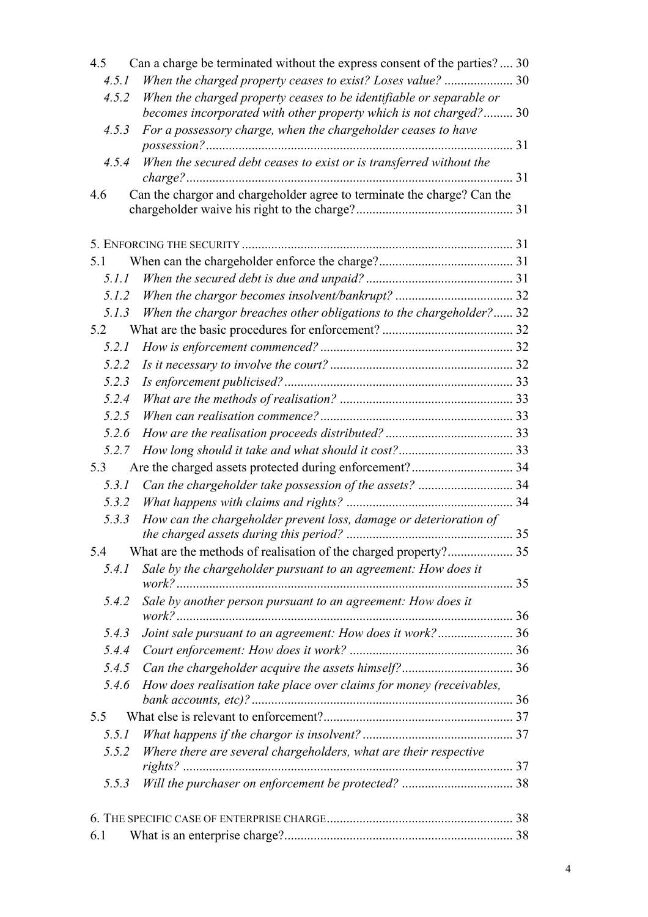4.5 Can a charge be terminated without the express consent of the parties? .... 30

*4.5.1 When the charged property ceases to exist? Loses value?* ..................... 30

*4.5.2 When the charged property ceases to be identifiable or separable or becomes incorporated with other property which is not charged?* ......... 30

*4.5.3 For a possessory charge, when the chargeholder ceases to have possession?* ............................................................................................ 31

*4.5.4 When the secured debt ceases to exist or is transferred without the charge?* .................................................................................................. 31

4.6 Can the chargor and chargeholder agree to terminate the charge? Can the chargeholder waive his right to the charge? ............................................... 31

5. ENFORCING THE SECURITY .................................................................................. 31

5.1 When can the chargeholder enforce the charge? ......................................... 31

*5.1.1 When the secured debt is due and unpaid?* ............................................. 31

*5.1.2 When the chargor becomes insolvent/bankrupt?* .................................... 32

*5.1.3 When the chargor breaches other obligations to the chargeholder?* ...... 32

5.2 What are the basic procedures for enforcement? ........................................ 32

*5.2.1 How is enforcement commenced?* ........................................................... 32

*5.2.2 Is it necessary to involve the court?* ........................................................ 32

*5.2.3 Is enforcement publicised?* ...................................................................... 33

*5.2.4 What are the methods of realisation?* ..................................................... 33

*5.2.5 When can realisation commence?* ........................................................... 33

*5.2.6 How are the realisation proceeds distributed?* ....................................... 33

*5.2.7 How long should it take and what should it cost?* ................................... 33

5.3 Are the charged assets protected during enforcement? ............................... 34

*5.3.1 Can the chargeholder take possession of the assets?* ............................. 34

*5.3.2 What happens with claims and rights?* ................................................... 34

*5.3.3 How can the chargeholder prevent loss, damage or deterioration of the charged assets during this period?* .................................................. 35

5.4 What are the methods of realisation of the charged property? .................... 35

*5.4.1 Sale by the chargeholder pursuant to an agreement: How does it work?* ...................................................................................................... 35

*5.4.2 Sale by another person pursuant to an agreement: How does it work?* ...................................................................................................... 36

*5.4.3 Joint sale pursuant to an agreement: How does it work?* ....................... 36

*5.4.4 Court enforcement: How does it work?* .................................................. 36

*5.4.5 Can the chargeholder acquire the assets himself?* .................................. 36

*5.4.6 How does realisation take place over claims for money (receivables, bank accounts, etc)?* ............................................................................... 36

5.5 What else is relevant to enforcement? .......................................................... 37

*5.5.1 What happens if the chargor is insolvent?* .............................................. 37

*5.5.2 Where there are several chargeholders, what are their respective rights?* .................................................................................................... 37

*5.5.3 Will the purchaser on enforcement be protected?* .................................. 38

6. THE SPECIFIC CASE OF ENTERPRISE CHARGE ......................................................... 38

6.1 What is an enterprise charge? ...................................................................... 38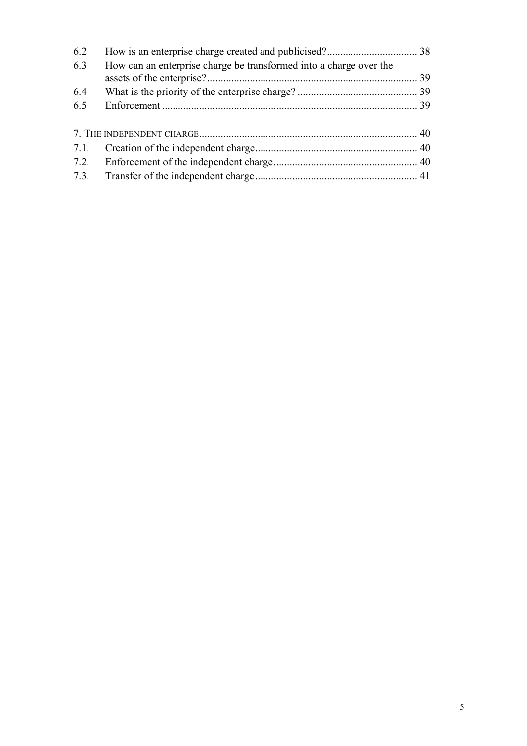6.2 How is an enterprise charge created and publicised? .................................. 38
6.3 How can an enterprise charge be transformed into a charge over the assets of the enterprise? .............................................................................. 39
6.4 What is the priority of the enterprise charge? ............................................. 39
6.5 Enforcement ................................................................................................ 39

7. THE INDEPENDENT CHARGE ................................................................................ 40
7.1. Creation of the independent charge ............................................................ 40
7.2. Enforcement of the independent charge ...................................................... 40
7.3. Transfer of the independent charge ............................................................ 41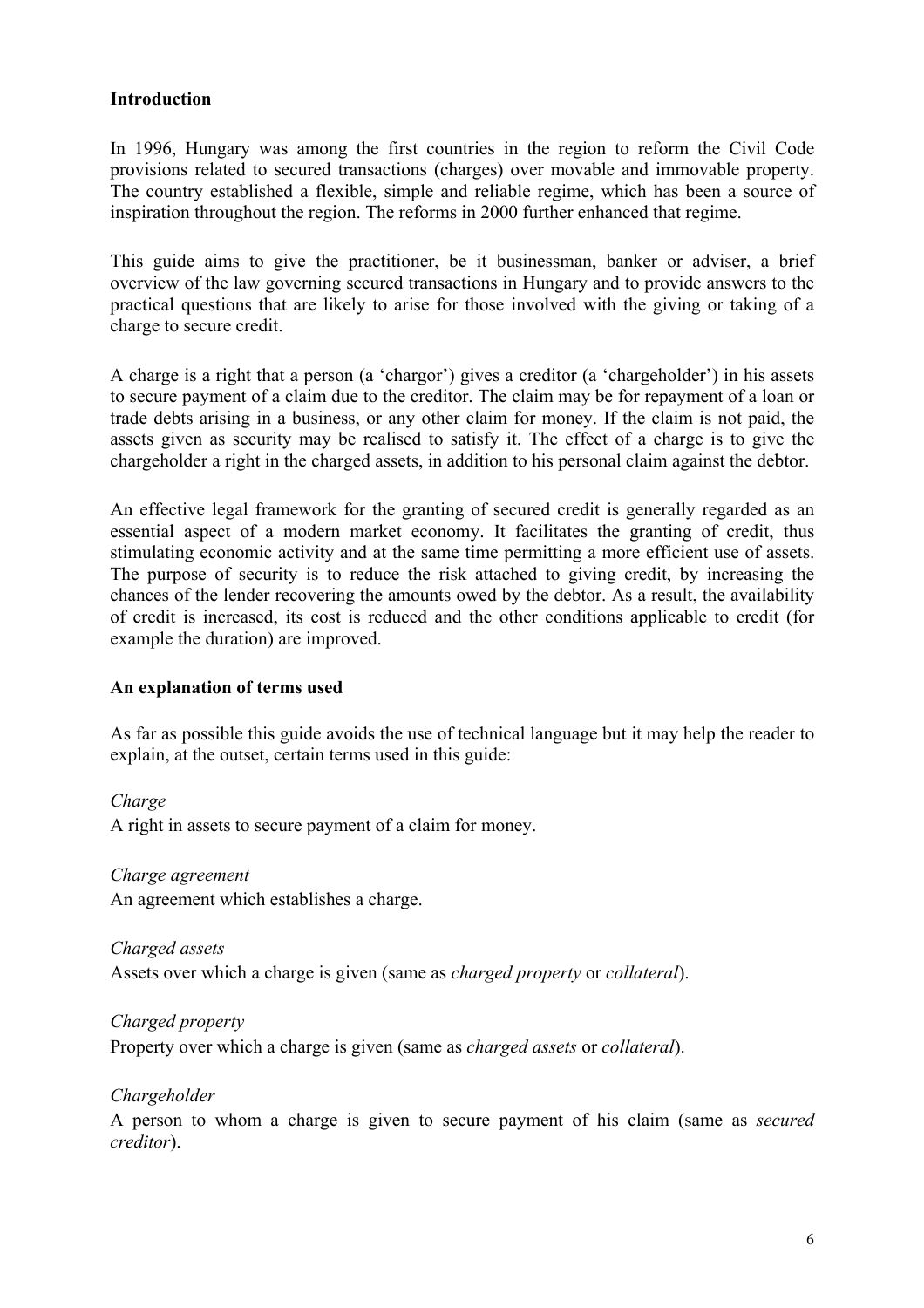## Introduction

In 1996, Hungary was among the first countries in the region to reform the Civil Code provisions related to secured transactions (charges) over movable and immovable property. The country established a flexible, simple and reliable regime, which has been a source of inspiration throughout the region. The reforms in 2000 further enhanced that regime.

This guide aims to give the practitioner, be it businessman, banker or adviser, a brief overview of the law governing secured transactions in Hungary and to provide answers to the practical questions that are likely to arise for those involved with the giving or taking of a charge to secure credit.

A charge is a right that a person (a 'chargor') gives a creditor (a 'chargeholder') in his assets to secure payment of a claim due to the creditor. The claim may be for repayment of a loan or trade debts arising in a business, or any other claim for money. If the claim is not paid, the assets given as security may be realised to satisfy it. The effect of a charge is to give the chargeholder a right in the charged assets, in addition to his personal claim against the debtor.

An effective legal framework for the granting of secured credit is generally regarded as an essential aspect of a modern market economy. It facilitates the granting of credit, thus stimulating economic activity and at the same time permitting a more efficient use of assets. The purpose of security is to reduce the risk attached to giving credit, by increasing the chances of the lender recovering the amounts owed by the debtor. As a result, the availability of credit is increased, its cost is reduced and the other conditions applicable to credit (for example the duration) are improved.

## An explanation of terms used

As far as possible this guide avoids the use of technical language but it may help the reader to explain, at the outset, certain terms used in this guide:

*Charge*
A right in assets to secure payment of a claim for money.

*Charge agreement*
An agreement which establishes a charge.

*Charged assets*
Assets over which a charge is given (same as *charged property* or *collateral*).

*Charged property*
Property over which a charge is given (same as *charged assets* or *collateral*).

*Chargeholder*
A person to whom a charge is given to secure payment of his claim (same as *secured creditor*).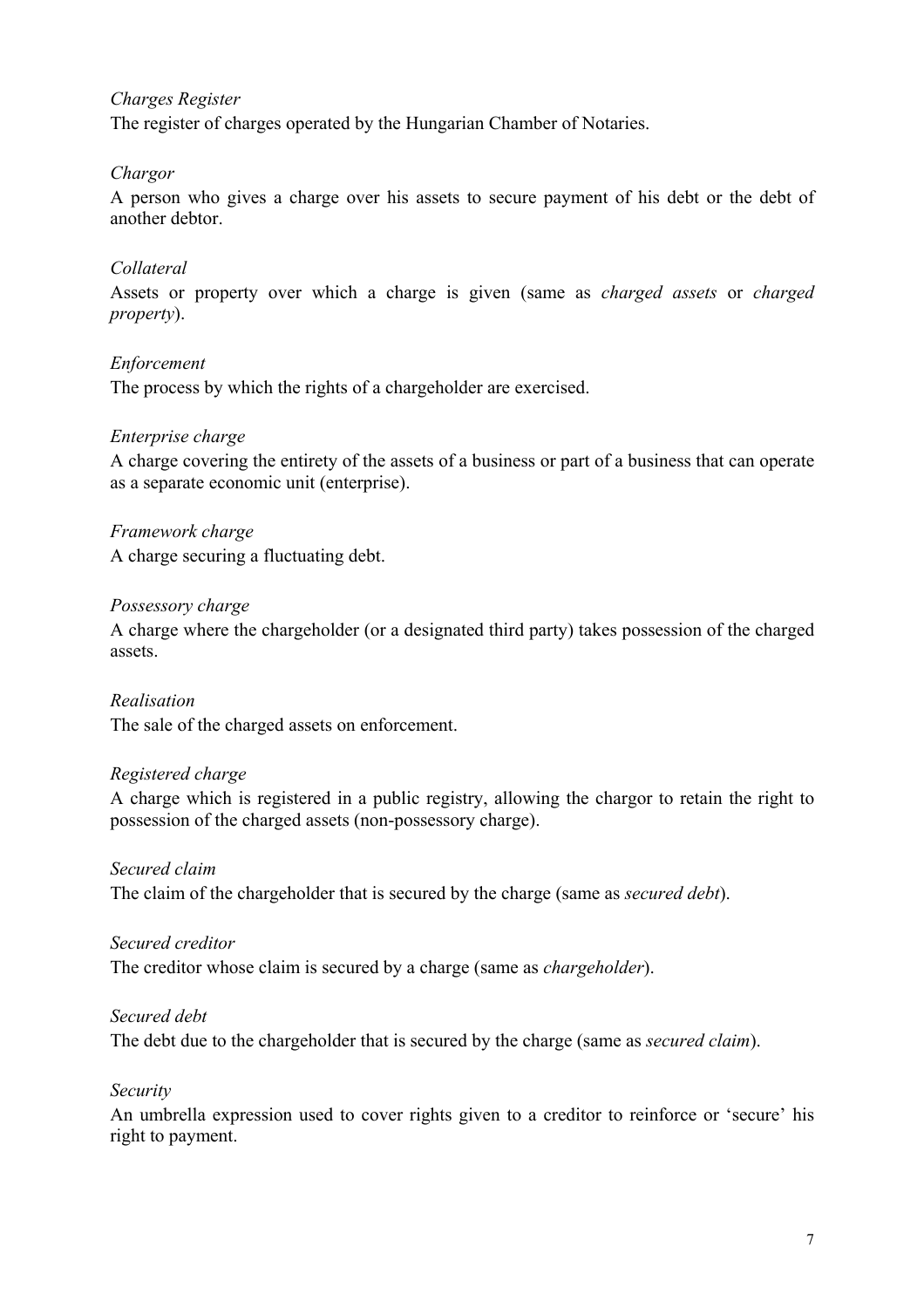*Charges Register*

The register of charges operated by the Hungarian Chamber of Notaries.

*Chargor*

A person who gives a charge over his assets to secure payment of his debt or the debt of another debtor.

*Collateral*

Assets or property over which a charge is given (same as *charged assets* or *charged property*).

*Enforcement*

The process by which the rights of a chargeholder are exercised.

*Enterprise charge*

A charge covering the entirety of the assets of a business or part of a business that can operate as a separate economic unit (enterprise).

*Framework charge*

A charge securing a fluctuating debt.

*Possessory charge*

A charge where the chargeholder (or a designated third party) takes possession of the charged assets.

*Realisation*

The sale of the charged assets on enforcement.

*Registered charge*

A charge which is registered in a public registry, allowing the chargor to retain the right to possession of the charged assets (non-possessory charge).

*Secured claim*

The claim of the chargeholder that is secured by the charge (same as *secured debt*).

*Secured creditor*

The creditor whose claim is secured by a charge (same as *chargeholder*).

*Secured debt*

The debt due to the chargeholder that is secured by the charge (same as *secured claim*).

*Security*

An umbrella expression used to cover rights given to a creditor to reinforce or 'secure' his right to payment.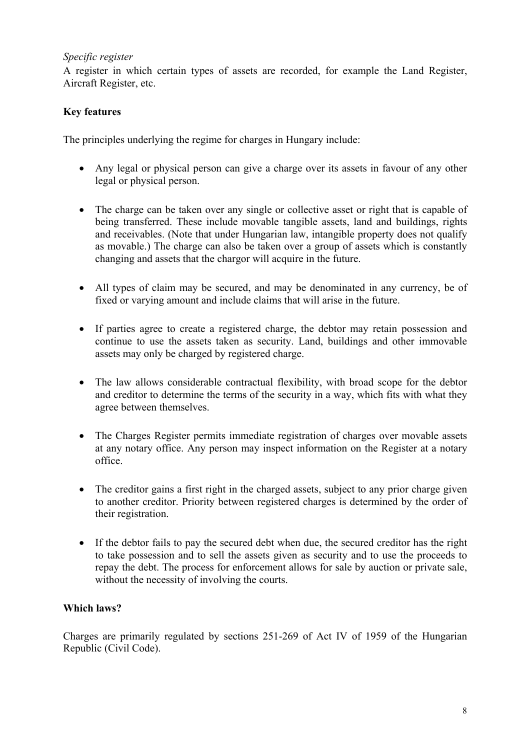*Specific register*

A register in which certain types of assets are recorded, for example the Land Register, Aircraft Register, etc.

**Key features**

The principles underlying the regime for charges in Hungary include:

- Any legal or physical person can give a charge over its assets in favour of any other legal or physical person.
- The charge can be taken over any single or collective asset or right that is capable of being transferred. These include movable tangible assets, land and buildings, rights and receivables. (Note that under Hungarian law, intangible property does not qualify as movable.) The charge can also be taken over a group of assets which is constantly changing and assets that the chargor will acquire in the future.
- All types of claim may be secured, and may be denominated in any currency, be of fixed or varying amount and include claims that will arise in the future.
- If parties agree to create a registered charge, the debtor may retain possession and continue to use the assets taken as security. Land, buildings and other immovable assets may only be charged by registered charge.
- The law allows considerable contractual flexibility, with broad scope for the debtor and creditor to determine the terms of the security in a way, which fits with what they agree between themselves.
- The Charges Register permits immediate registration of charges over movable assets at any notary office. Any person may inspect information on the Register at a notary office.
- The creditor gains a first right in the charged assets, subject to any prior charge given to another creditor. Priority between registered charges is determined by the order of their registration.
- If the debtor fails to pay the secured debt when due, the secured creditor has the right to take possession and to sell the assets given as security and to use the proceeds to repay the debt. The process for enforcement allows for sale by auction or private sale, without the necessity of involving the courts.

**Which laws?**

Charges are primarily regulated by sections 251-269 of Act IV of 1959 of the Hungarian Republic (Civil Code).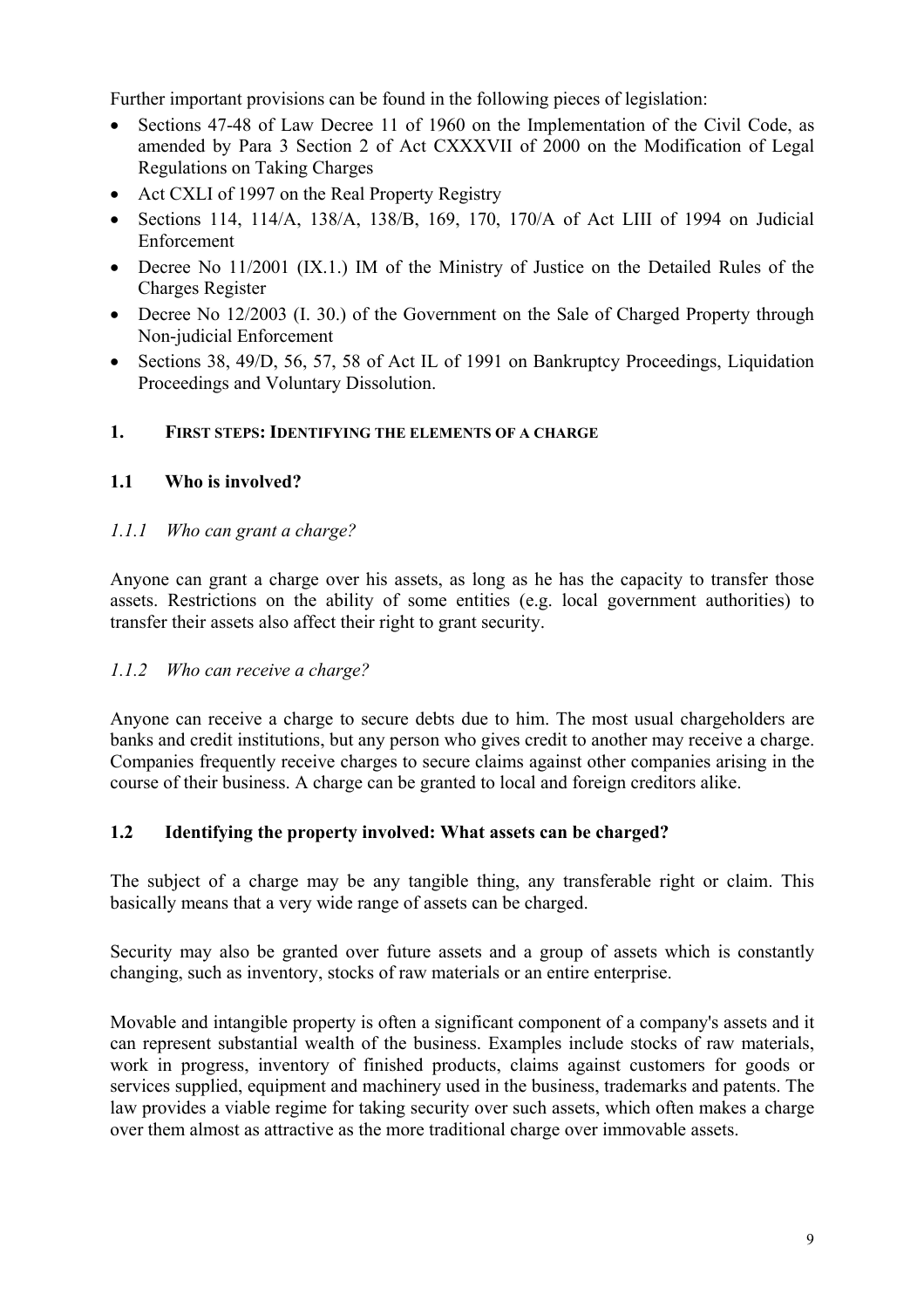Further important provisions can be found in the following pieces of legislation:

- Sections 47-48 of Law Decree 11 of 1960 on the Implementation of the Civil Code, as amended by Para 3 Section 2 of Act CXXXVII of 2000 on the Modification of Legal Regulations on Taking Charges
- Act CXLI of 1997 on the Real Property Registry
- Sections 114, 114/A, 138/A, 138/B, 169, 170, 170/A of Act LIII of 1994 on Judicial Enforcement
- Decree No 11/2001 (IX.1.) IM of the Ministry of Justice on the Detailed Rules of the Charges Register
- Decree No 12/2003 (I. 30.) of the Government on the Sale of Charged Property through Non-judicial Enforcement
- Sections 38, 49/D, 56, 57, 58 of Act IL of 1991 on Bankruptcy Proceedings, Liquidation Proceedings and Voluntary Dissolution.

## 1. First steps: Identifying the elements of a charge

### 1.1 Who is involved?

#### *1.1.1 Who can grant a charge?*

Anyone can grant a charge over his assets, as long as he has the capacity to transfer those assets. Restrictions on the ability of some entities (e.g. local government authorities) to transfer their assets also affect their right to grant security.

#### *1.1.2 Who can receive a charge?*

Anyone can receive a charge to secure debts due to him. The most usual chargeholders are banks and credit institutions, but any person who gives credit to another may receive a charge. Companies frequently receive charges to secure claims against other companies arising in the course of their business. A charge can be granted to local and foreign creditors alike.

### 1.2 Identifying the property involved: What assets can be charged?

The subject of a charge may be any tangible thing, any transferable right or claim. This basically means that a very wide range of assets can be charged.

Security may also be granted over future assets and a group of assets which is constantly changing, such as inventory, stocks of raw materials or an entire enterprise.

Movable and intangible property is often a significant component of a company's assets and it can represent substantial wealth of the business. Examples include stocks of raw materials, work in progress, inventory of finished products, claims against customers for goods or services supplied, equipment and machinery used in the business, trademarks and patents. The law provides a viable regime for taking security over such assets, which often makes a charge over them almost as attractive as the more traditional charge over immovable assets.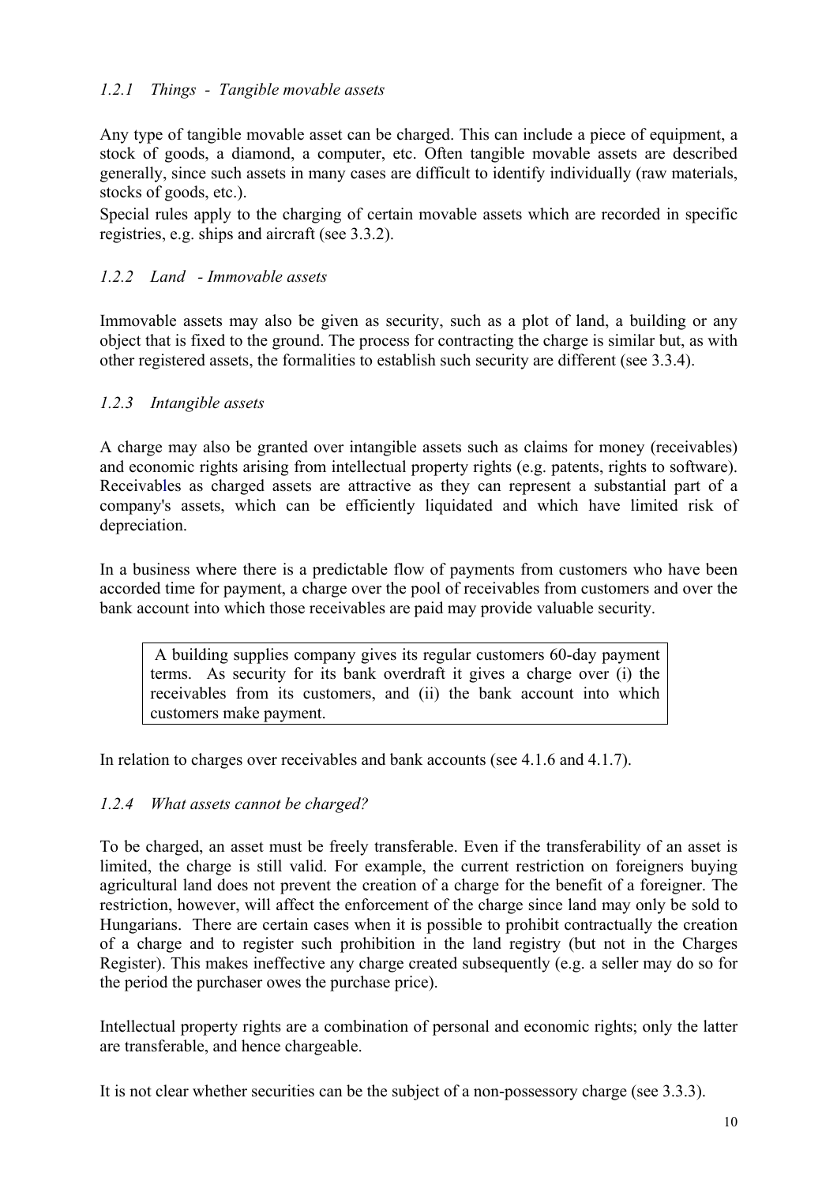#### *1.2.1 Things - Tangible movable assets*

Any type of tangible movable asset can be charged. This can include a piece of equipment, a stock of goods, a diamond, a computer, etc. Often tangible movable assets are described generally, since such assets in many cases are difficult to identify individually (raw materials, stocks of goods, etc.).

Special rules apply to the charging of certain movable assets which are recorded in specific registries, e.g. ships and aircraft (see 3.3.2).

#### *1.2.2 Land - Immovable assets*

Immovable assets may also be given as security, such as a plot of land, a building or any object that is fixed to the ground. The process for contracting the charge is similar but, as with other registered assets, the formalities to establish such security are different (see 3.3.4).

#### *1.2.3 Intangible assets*

A charge may also be granted over intangible assets such as claims for money (receivables) and economic rights arising from intellectual property rights (e.g. patents, rights to software). Receivables as charged assets are attractive as they can represent a substantial part of a company's assets, which can be efficiently liquidated and which have limited risk of depreciation.

In a business where there is a predictable flow of payments from customers who have been accorded time for payment, a charge over the pool of receivables from customers and over the bank account into which those receivables are paid may provide valuable security.

> A building supplies company gives its regular customers 60-day payment terms. As security for its bank overdraft it gives a charge over (i) the receivables from its customers, and (ii) the bank account into which customers make payment.

In relation to charges over receivables and bank accounts (see 4.1.6 and 4.1.7).

#### *1.2.4 What assets cannot be charged?*

To be charged, an asset must be freely transferable. Even if the transferability of an asset is limited, the charge is still valid. For example, the current restriction on foreigners buying agricultural land does not prevent the creation of a charge for the benefit of a foreigner. The restriction, however, will affect the enforcement of the charge since land may only be sold to Hungarians. There are certain cases when it is possible to prohibit contractually the creation of a charge and to register such prohibition in the land registry (but not in the Charges Register). This makes ineffective any charge created subsequently (e.g. a seller may do so for the period the purchaser owes the purchase price).

Intellectual property rights are a combination of personal and economic rights; only the latter are transferable, and hence chargeable.

It is not clear whether securities can be the subject of a non-possessory charge (see 3.3.3).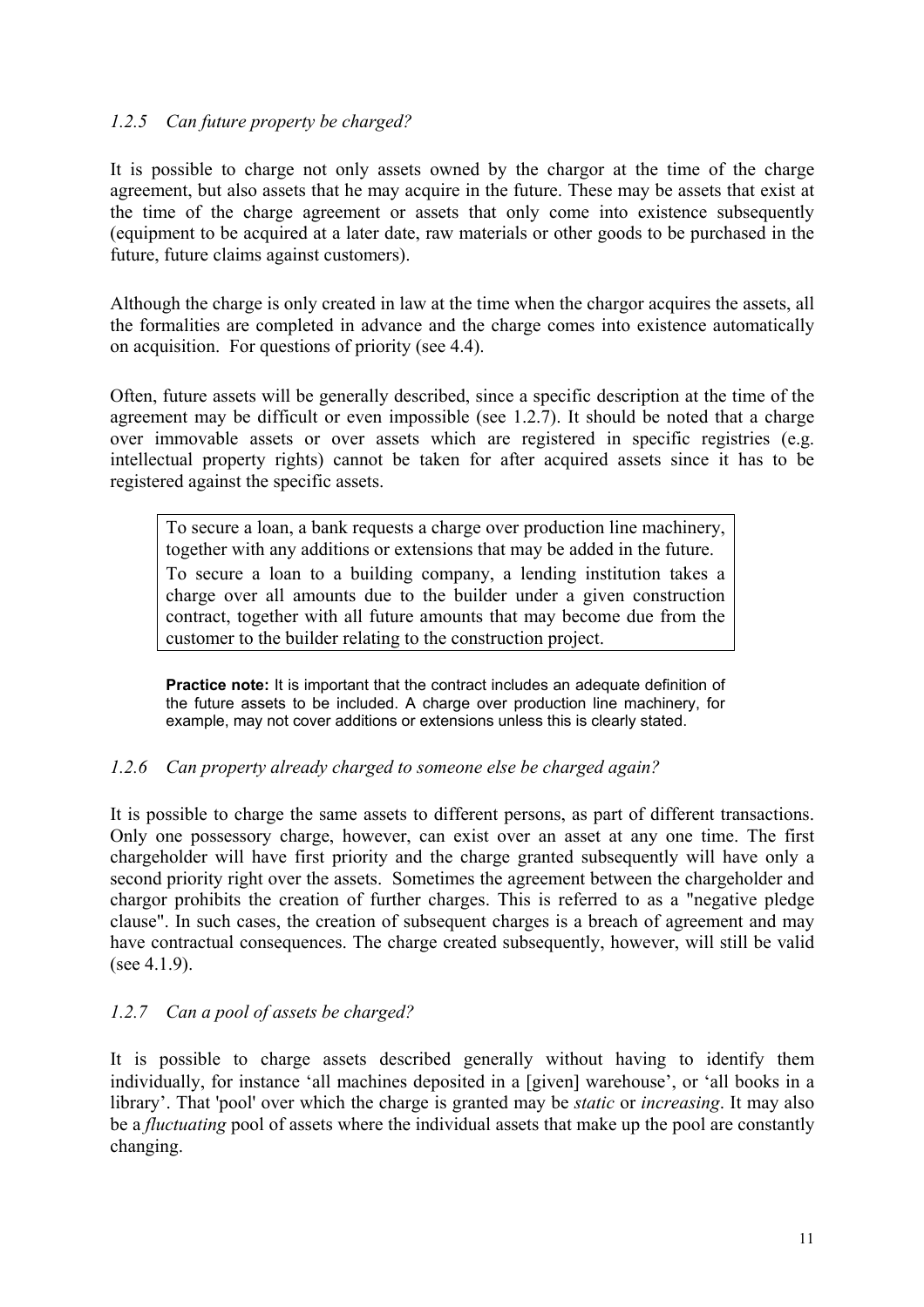### *1.2.5 Can future property be charged?*

It is possible to charge not only assets owned by the chargor at the time of the charge agreement, but also assets that he may acquire in the future. These may be assets that exist at the time of the charge agreement or assets that only come into existence subsequently (equipment to be acquired at a later date, raw materials or other goods to be purchased in the future, future claims against customers).

Although the charge is only created in law at the time when the chargor acquires the assets, all the formalities are completed in advance and the charge comes into existence automatically on acquisition. For questions of priority (see 4.4).

Often, future assets will be generally described, since a specific description at the time of the agreement may be difficult or even impossible (see 1.2.7). It should be noted that a charge over immovable assets or over assets which are registered in specific registries (e.g. intellectual property rights) cannot be taken for after acquired assets since it has to be registered against the specific assets.

> To secure a loan, a bank requests a charge over production line machinery, together with any additions or extensions that may be added in the future.
> To secure a loan to a building company, a lending institution takes a charge over all amounts due to the builder under a given construction contract, together with all future amounts that may become due from the customer to the builder relating to the construction project.

**Practice note:** It is important that the contract includes an adequate definition of the future assets to be included. A charge over production line machinery, for example, may not cover additions or extensions unless this is clearly stated.

### *1.2.6 Can property already charged to someone else be charged again?*

It is possible to charge the same assets to different persons, as part of different transactions. Only one possessory charge, however, can exist over an asset at any one time. The first chargeholder will have first priority and the charge granted subsequently will have only a second priority right over the assets. Sometimes the agreement between the chargeholder and chargor prohibits the creation of further charges. This is referred to as a "negative pledge clause". In such cases, the creation of subsequent charges is a breach of agreement and may have contractual consequences. The charge created subsequently, however, will still be valid (see 4.1.9).

### *1.2.7 Can a pool of assets be charged?*

It is possible to charge assets described generally without having to identify them individually, for instance 'all machines deposited in a [given] warehouse', or 'all books in a library'. That 'pool' over which the charge is granted may be *static* or *increasing*. It may also be a *fluctuating* pool of assets where the individual assets that make up the pool are constantly changing.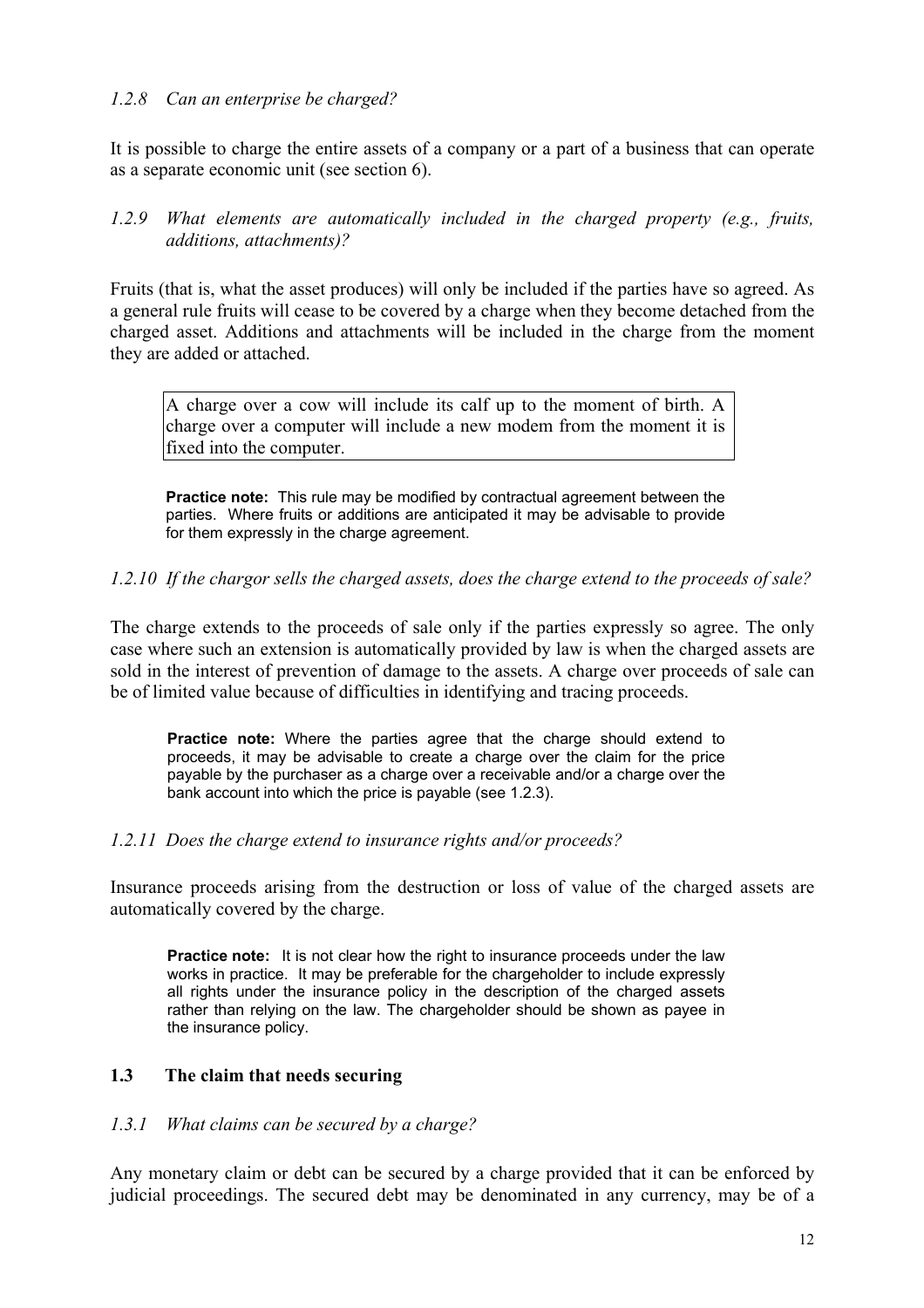### *1.2.8 Can an enterprise be charged?*

It is possible to charge the entire assets of a company or a part of a business that can operate as a separate economic unit (see section 6).

### *1.2.9 What elements are automatically included in the charged property (e.g., fruits, additions, attachments)?*

Fruits (that is, what the asset produces) will only be included if the parties have so agreed. As a general rule fruits will cease to be covered by a charge when they become detached from the charged asset. Additions and attachments will be included in the charge from the moment they are added or attached.

> A charge over a cow will include its calf up to the moment of birth. A charge over a computer will include a new modem from the moment it is fixed into the computer.

> **Practice note:** This rule may be modified by contractual agreement between the parties. Where fruits or additions are anticipated it may be advisable to provide for them expressly in the charge agreement.

### *1.2.10 If the chargor sells the charged assets, does the charge extend to the proceeds of sale?*

The charge extends to the proceeds of sale only if the parties expressly so agree. The only case where such an extension is automatically provided by law is when the charged assets are sold in the interest of prevention of damage to the assets. A charge over proceeds of sale can be of limited value because of difficulties in identifying and tracing proceeds.

> **Practice note:** Where the parties agree that the charge should extend to proceeds, it may be advisable to create a charge over the claim for the price payable by the purchaser as a charge over a receivable and/or a charge over the bank account into which the price is payable (see 1.2.3).

### *1.2.11 Does the charge extend to insurance rights and/or proceeds?*

Insurance proceeds arising from the destruction or loss of value of the charged assets are automatically covered by the charge.

> **Practice note:** It is not clear how the right to insurance proceeds under the law works in practice. It may be preferable for the chargeholder to include expressly all rights under the insurance policy in the description of the charged assets rather than relying on the law. The chargeholder should be shown as payee in the insurance policy.

## 1.3 The claim that needs securing

### *1.3.1 What claims can be secured by a charge?*

Any monetary claim or debt can be secured by a charge provided that it can be enforced by judicial proceedings. The secured debt may be denominated in any currency, may be of a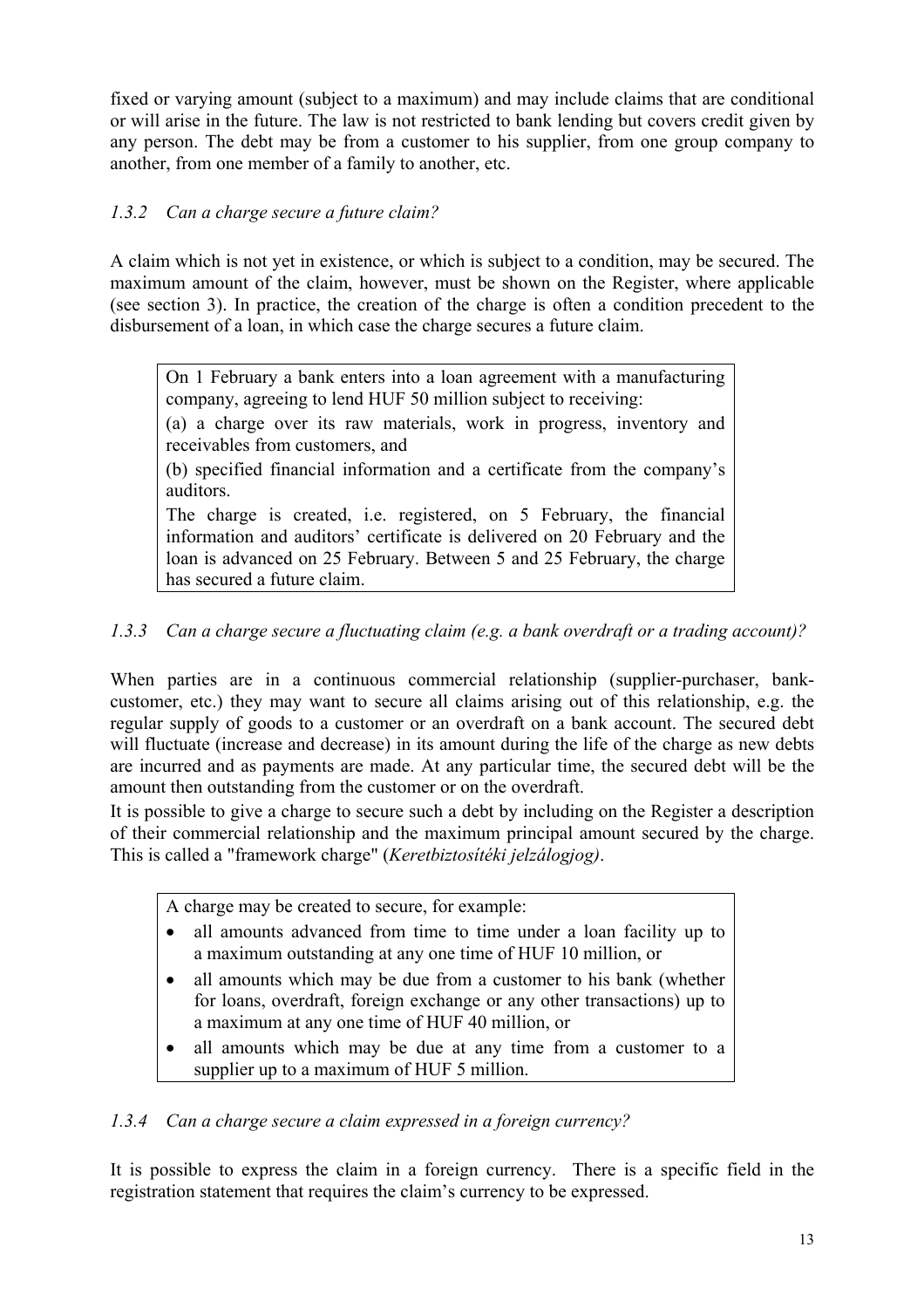fixed or varying amount (subject to a maximum) and may include claims that are conditional or will arise in the future. The law is not restricted to bank lending but covers credit given by any person. The debt may be from a customer to his supplier, from one group company to another, from one member of a family to another, etc.

### *1.3.2 Can a charge secure a future claim?*

A claim which is not yet in existence, or which is subject to a condition, may be secured. The maximum amount of the claim, however, must be shown on the Register, where applicable (see section 3). In practice, the creation of the charge is often a condition precedent to the disbursement of a loan, in which case the charge secures a future claim.

> On 1 February a bank enters into a loan agreement with a manufacturing company, agreeing to lend HUF 50 million subject to receiving:
>
> (a) a charge over its raw materials, work in progress, inventory and receivables from customers, and
>
> (b) specified financial information and a certificate from the company's auditors.
>
> The charge is created, i.e. registered, on 5 February, the financial information and auditors' certificate is delivered on 20 February and the loan is advanced on 25 February. Between 5 and 25 February, the charge has secured a future claim.

### *1.3.3 Can a charge secure a fluctuating claim (e.g. a bank overdraft or a trading account)?*

When parties are in a continuous commercial relationship (supplier-purchaser, bank-customer, etc.) they may want to secure all claims arising out of this relationship, e.g. the regular supply of goods to a customer or an overdraft on a bank account. The secured debt will fluctuate (increase and decrease) in its amount during the life of the charge as new debts are incurred and as payments are made. At any particular time, the secured debt will be the amount then outstanding from the customer or on the overdraft.

It is possible to give a charge to secure such a debt by including on the Register a description of their commercial relationship and the maximum principal amount secured by the charge. This is called a "framework charge" (*Keretbiztosítéki jelzálogjog)*.

> A charge may be created to secure, for example:
>
> - all amounts advanced from time to time under a loan facility up to a maximum outstanding at any one time of HUF 10 million, or
> - all amounts which may be due from a customer to his bank (whether for loans, overdraft, foreign exchange or any other transactions) up to a maximum at any one time of HUF 40 million, or
> - all amounts which may be due at any time from a customer to a supplier up to a maximum of HUF 5 million.

### *1.3.4 Can a charge secure a claim expressed in a foreign currency?*

It is possible to express the claim in a foreign currency. There is a specific field in the registration statement that requires the claim's currency to be expressed.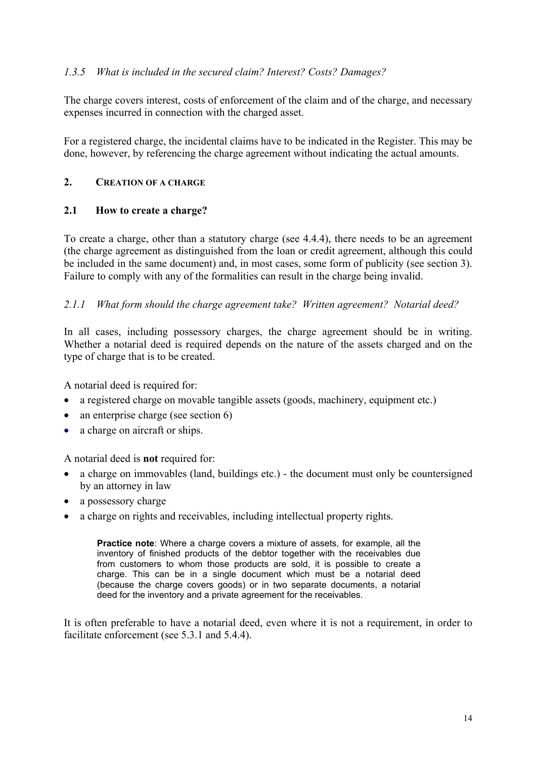*1.3.5 What is included in the secured claim? Interest? Costs? Damages?*

The charge covers interest, costs of enforcement of the claim and of the charge, and necessary expenses incurred in connection with the charged asset.

For a registered charge, the incidental claims have to be indicated in the Register. This may be done, however, by referencing the charge agreement without indicating the actual amounts.

## 2. CREATION OF A CHARGE

### 2.1 How to create a charge?

To create a charge, other than a statutory charge (see 4.4.4), there needs to be an agreement (the charge agreement as distinguished from the loan or credit agreement, although this could be included in the same document) and, in most cases, some form of publicity (see section 3). Failure to comply with any of the formalities can result in the charge being invalid.

*2.1.1 What form should the charge agreement take? Written agreement? Notarial deed?*

In all cases, including possessory charges, the charge agreement should be in writing. Whether a notarial deed is required depends on the nature of the assets charged and on the type of charge that is to be created.

A notarial deed is required for:

- a registered charge on movable tangible assets (goods, machinery, equipment etc.)
- an enterprise charge (see section 6)
- a charge on aircraft or ships.

A notarial deed is **not** required for:

- a charge on immovables (land, buildings etc.) - the document must only be countersigned by an attorney in law
- a possessory charge
- a charge on rights and receivables, including intellectual property rights.

> **Practice note**: Where a charge covers a mixture of assets, for example, all the inventory of finished products of the debtor together with the receivables due from customers to whom those products are sold, it is possible to create a charge. This can be in a single document which must be a notarial deed (because the charge covers goods) or in two separate documents, a notarial deed for the inventory and a private agreement for the receivables.

It is often preferable to have a notarial deed, even where it is not a requirement, in order to facilitate enforcement (see 5.3.1 and 5.4.4).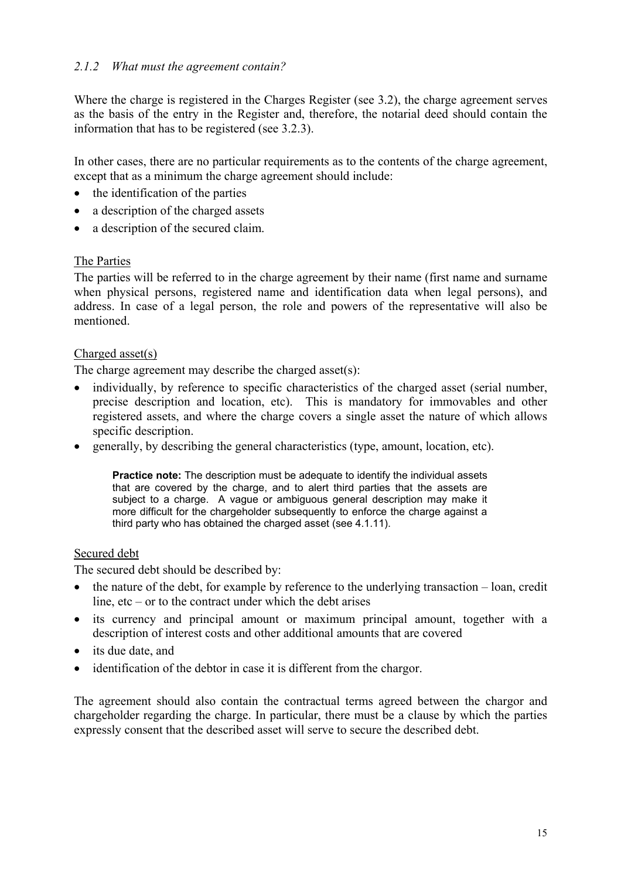### *2.1.2 What must the agreement contain?*

Where the charge is registered in the Charges Register (see 3.2), the charge agreement serves as the basis of the entry in the Register and, therefore, the notarial deed should contain the information that has to be registered (see 3.2.3).

In other cases, there are no particular requirements as to the contents of the charge agreement, except that as a minimum the charge agreement should include:

- the identification of the parties
- a description of the charged assets
- a description of the secured claim.

<u>The Parties</u>

The parties will be referred to in the charge agreement by their name (first name and surname when physical persons, registered name and identification data when legal persons), and address. In case of a legal person, the role and powers of the representative will also be mentioned.

<u>Charged asset(s)</u>

The charge agreement may describe the charged asset(s):

- individually, by reference to specific characteristics of the charged asset (serial number, precise description and location, etc). This is mandatory for immovables and other registered assets, and where the charge covers a single asset the nature of which allows specific description.
- generally, by describing the general characteristics (type, amount, location, etc).

> **Practice note:** The description must be adequate to identify the individual assets that are covered by the charge, and to alert third parties that the assets are subject to a charge. A vague or ambiguous general description may make it more difficult for the chargeholder subsequently to enforce the charge against a third party who has obtained the charged asset (see 4.1.11).

<u>Secured debt</u>

The secured debt should be described by:

- the nature of the debt, for example by reference to the underlying transaction – loan, credit line, etc – or to the contract under which the debt arises
- its currency and principal amount or maximum principal amount, together with a description of interest costs and other additional amounts that are covered
- its due date, and
- identification of the debtor in case it is different from the chargor.

The agreement should also contain the contractual terms agreed between the chargor and chargeholder regarding the charge. In particular, there must be a clause by which the parties expressly consent that the described asset will serve to secure the described debt.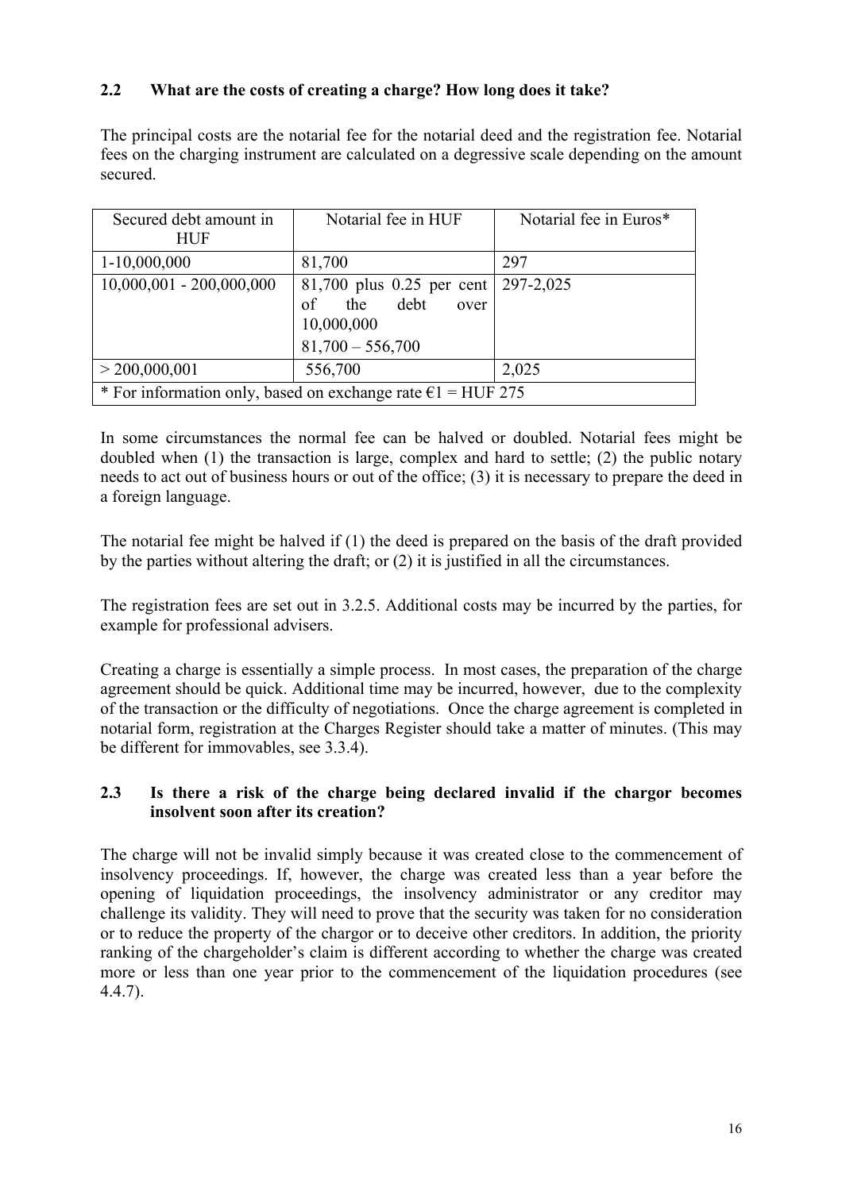## 2.2 What are the costs of creating a charge? How long does it take?

The principal costs are the notarial fee for the notarial deed and the registration fee. Notarial fees on the charging instrument are calculated on a degressive scale depending on the amount secured.

| Secured debt amount in HUF | Notarial fee in HUF | Notarial fee in Euros* |
|---|---|---|
| 1-10,000,000 | 81,700 | 297 |
| 10,000,001 - 200,000,000 | 81,700 plus 0.25 per cent of the debt over 10,000,000<br>81,700 – 556,700 | 297-2,025 |
| > 200,000,001 | 556,700 | 2,025 |
| * For information only, based on exchange rate €1 = HUF 275 | | |

In some circumstances the normal fee can be halved or doubled. Notarial fees might be doubled when (1) the transaction is large, complex and hard to settle; (2) the public notary needs to act out of business hours or out of the office; (3) it is necessary to prepare the deed in a foreign language.

The notarial fee might be halved if (1) the deed is prepared on the basis of the draft provided by the parties without altering the draft; or (2) it is justified in all the circumstances.

The registration fees are set out in 3.2.5. Additional costs may be incurred by the parties, for example for professional advisers.

Creating a charge is essentially a simple process. In most cases, the preparation of the charge agreement should be quick. Additional time may be incurred, however, due to the complexity of the transaction or the difficulty of negotiations. Once the charge agreement is completed in notarial form, registration at the Charges Register should take a matter of minutes. (This may be different for immovables, see 3.3.4).

## 2.3 Is there a risk of the charge being declared invalid if the chargor becomes insolvent soon after its creation?

The charge will not be invalid simply because it was created close to the commencement of insolvency proceedings. If, however, the charge was created less than a year before the opening of liquidation proceedings, the insolvency administrator or any creditor may challenge its validity. They will need to prove that the security was taken for no consideration or to reduce the property of the chargor or to deceive other creditors. In addition, the priority ranking of the chargeholder's claim is different according to whether the charge was created more or less than one year prior to the commencement of the liquidation procedures (see 4.4.7).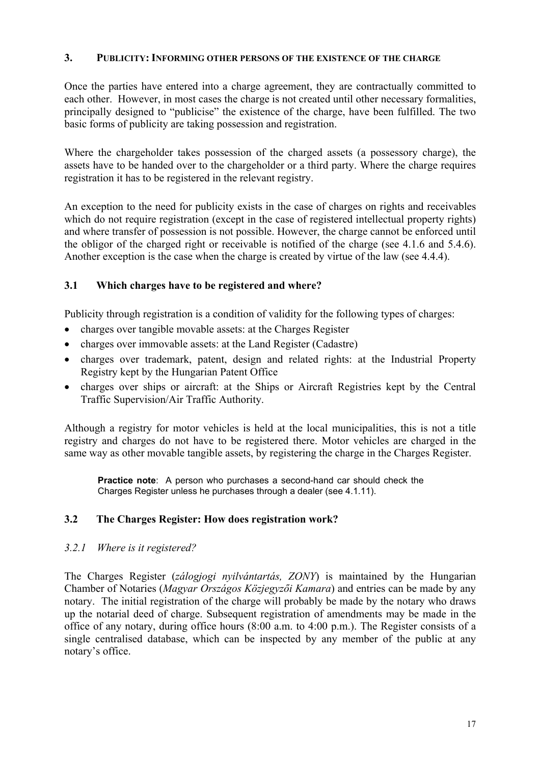## 3. PUBLICITY: INFORMING OTHER PERSONS OF THE EXISTENCE OF THE CHARGE

Once the parties have entered into a charge agreement, they are contractually committed to each other. However, in most cases the charge is not created until other necessary formalities, principally designed to "publicise" the existence of the charge, have been fulfilled. The two basic forms of publicity are taking possession and registration.

Where the chargeholder takes possession of the charged assets (a possessory charge), the assets have to be handed over to the chargeholder or a third party. Where the charge requires registration it has to be registered in the relevant registry.

An exception to the need for publicity exists in the case of charges on rights and receivables which do not require registration (except in the case of registered intellectual property rights) and where transfer of possession is not possible. However, the charge cannot be enforced until the obligor of the charged right or receivable is notified of the charge (see 4.1.6 and 5.4.6). Another exception is the case when the charge is created by virtue of the law (see 4.4.4).

### 3.1 Which charges have to be registered and where?

Publicity through registration is a condition of validity for the following types of charges:

- charges over tangible movable assets: at the Charges Register
- charges over immovable assets: at the Land Register (Cadastre)
- charges over trademark, patent, design and related rights: at the Industrial Property Registry kept by the Hungarian Patent Office
- charges over ships or aircraft: at the Ships or Aircraft Registries kept by the Central Traffic Supervision/Air Traffic Authority.

Although a registry for motor vehicles is held at the local municipalities, this is not a title registry and charges do not have to be registered there. Motor vehicles are charged in the same way as other movable tangible assets, by registering the charge in the Charges Register.

> **Practice note**: A person who purchases a second-hand car should check the Charges Register unless he purchases through a dealer (see 4.1.11).

### 3.2 The Charges Register: How does registration work?

#### *3.2.1 Where is it registered?*

The Charges Register (*zálogjogi nyilvántartás, ZONY*) is maintained by the Hungarian Chamber of Notaries (*Magyar Országos Közjegyzői Kamara*) and entries can be made by any notary. The initial registration of the charge will probably be made by the notary who draws up the notarial deed of charge. Subsequent registration of amendments may be made in the office of any notary, during office hours (8:00 a.m. to 4:00 p.m.). The Register consists of a single centralised database, which can be inspected by any member of the public at any notary's office.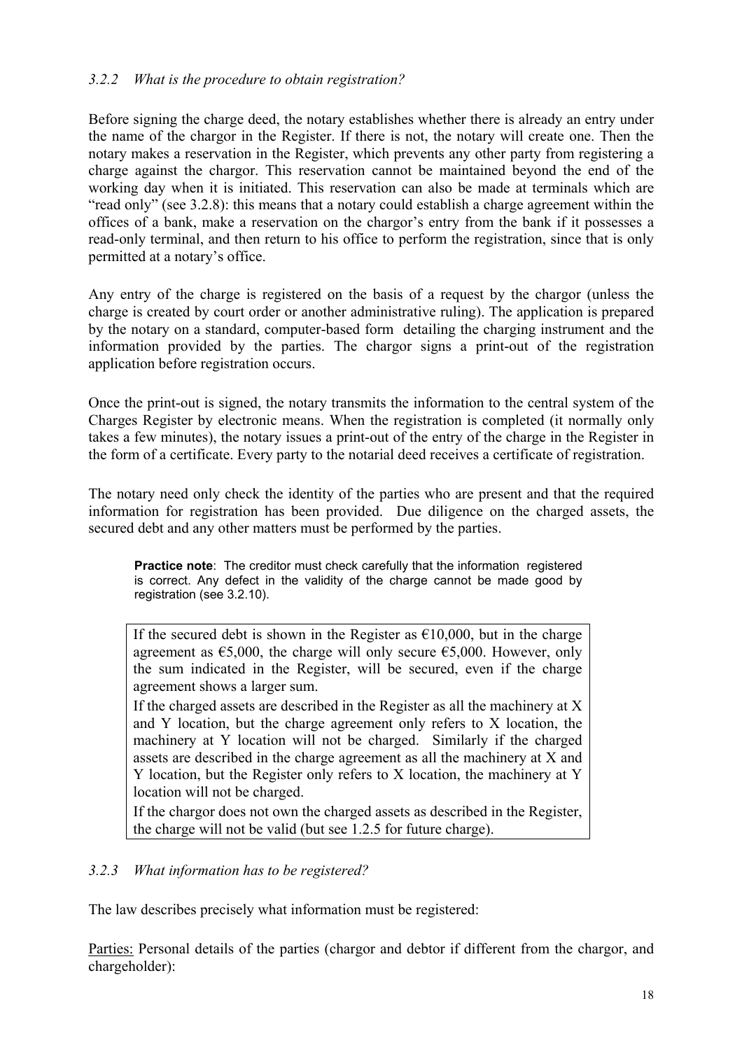### *3.2.2 What is the procedure to obtain registration?*

Before signing the charge deed, the notary establishes whether there is already an entry under the name of the chargor in the Register. If there is not, the notary will create one. Then the notary makes a reservation in the Register, which prevents any other party from registering a charge against the chargor. This reservation cannot be maintained beyond the end of the working day when it is initiated. This reservation can also be made at terminals which are "read only" (see 3.2.8): this means that a notary could establish a charge agreement within the offices of a bank, make a reservation on the chargor's entry from the bank if it possesses a read-only terminal, and then return to his office to perform the registration, since that is only permitted at a notary's office.

Any entry of the charge is registered on the basis of a request by the chargor (unless the charge is created by court order or another administrative ruling). The application is prepared by the notary on a standard, computer-based form detailing the charging instrument and the information provided by the parties. The chargor signs a print-out of the registration application before registration occurs.

Once the print-out is signed, the notary transmits the information to the central system of the Charges Register by electronic means. When the registration is completed (it normally only takes a few minutes), the notary issues a print-out of the entry of the charge in the Register in the form of a certificate. Every party to the notarial deed receives a certificate of registration.

The notary need only check the identity of the parties who are present and that the required information for registration has been provided. Due diligence on the charged assets, the secured debt and any other matters must be performed by the parties.

> **Practice note**: The creditor must check carefully that the information registered is correct. Any defect in the validity of the charge cannot be made good by registration (see 3.2.10).

> If the secured debt is shown in the Register as €10,000, but in the charge agreement as €5,000, the charge will only secure €5,000. However, only the sum indicated in the Register, will be secured, even if the charge agreement shows a larger sum.
>
> If the charged assets are described in the Register as all the machinery at X and Y location, but the charge agreement only refers to X location, the machinery at Y location will not be charged. Similarly if the charged assets are described in the charge agreement as all the machinery at X and Y location, but the Register only refers to X location, the machinery at Y location will not be charged.
>
> If the chargor does not own the charged assets as described in the Register, the charge will not be valid (but see 1.2.5 for future charge).

### *3.2.3 What information has to be registered?*

The law describes precisely what information must be registered:

<u>Parties:</u> Personal details of the parties (chargor and debtor if different from the chargor, and chargeholder):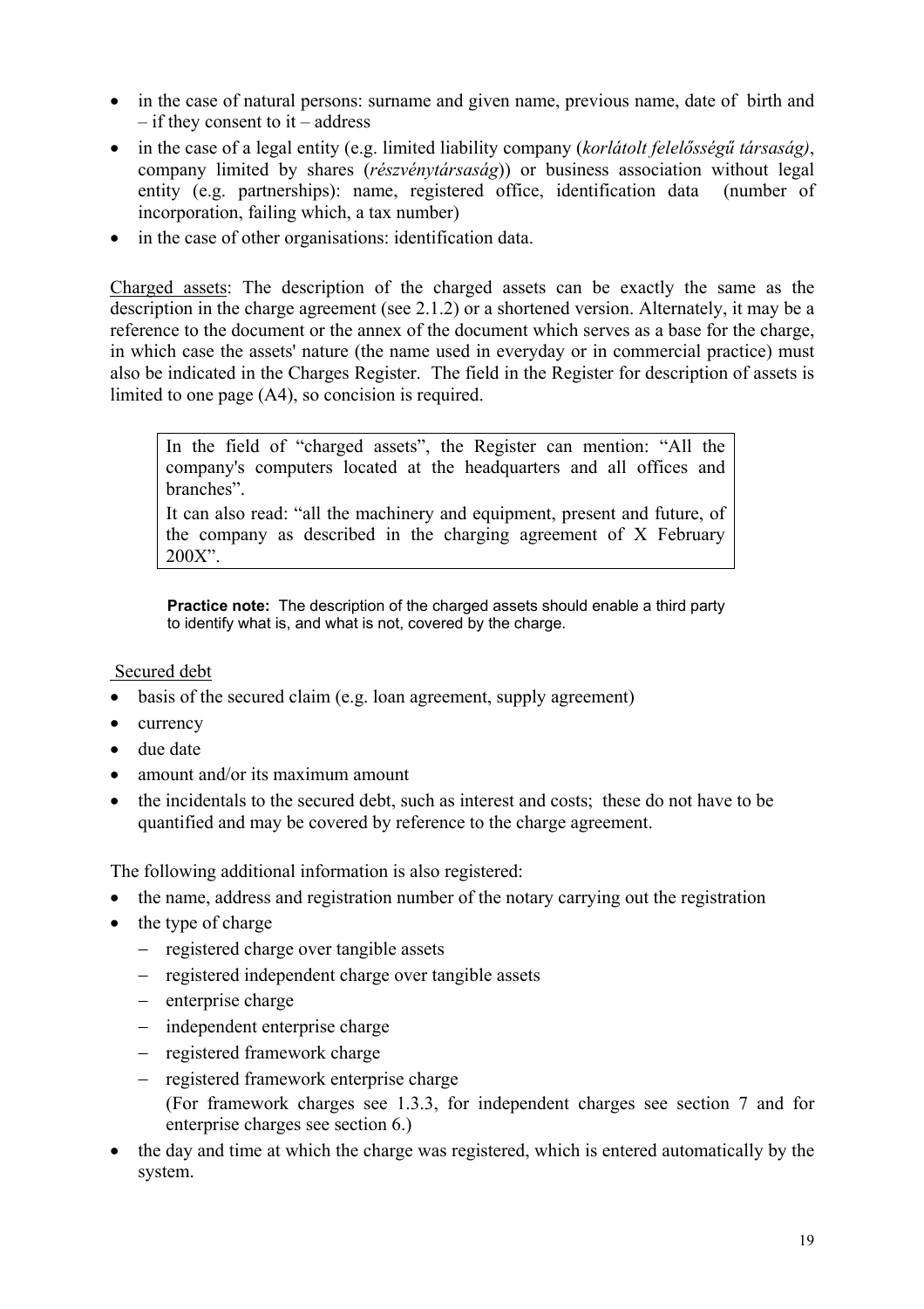- in the case of natural persons: surname and given name, previous name, date of birth and – if they consent to it – address
- in the case of a legal entity (e.g. limited liability company (*korlátolt felelősségű társaság)*, company limited by shares (*részvénytársaság*)) or business association without legal entity (e.g. partnerships): name, registered office, identification data (number of incorporation, failing which, a tax number)
- in the case of other organisations: identification data.

Charged assets: The description of the charged assets can be exactly the same as the description in the charge agreement (see 2.1.2) or a shortened version. Alternately, it may be a reference to the document or the annex of the document which serves as a base for the charge, in which case the assets' nature (the name used in everyday or in commercial practice) must also be indicated in the Charges Register. The field in the Register for description of assets is limited to one page (A4), so concision is required.

> In the field of "charged assets", the Register can mention: "All the company's computers located at the headquarters and all offices and branches".
>
> It can also read: "all the machinery and equipment, present and future, of the company as described in the charging agreement of X February 200X".

**Practice note:** The description of the charged assets should enable a third party to identify what is, and what is not, covered by the charge.

Secured debt

- basis of the secured claim (e.g. loan agreement, supply agreement)
- currency
- due date
- amount and/or its maximum amount
- the incidentals to the secured debt, such as interest and costs; these do not have to be quantified and may be covered by reference to the charge agreement.

The following additional information is also registered:

- the name, address and registration number of the notary carrying out the registration
- the type of charge
  - registered charge over tangible assets
  - registered independent charge over tangible assets
  - enterprise charge
  - independent enterprise charge
  - registered framework charge
  - registered framework enterprise charge

  (For framework charges see 1.3.3, for independent charges see section 7 and for enterprise charges see section 6.)
- the day and time at which the charge was registered, which is entered automatically by the system.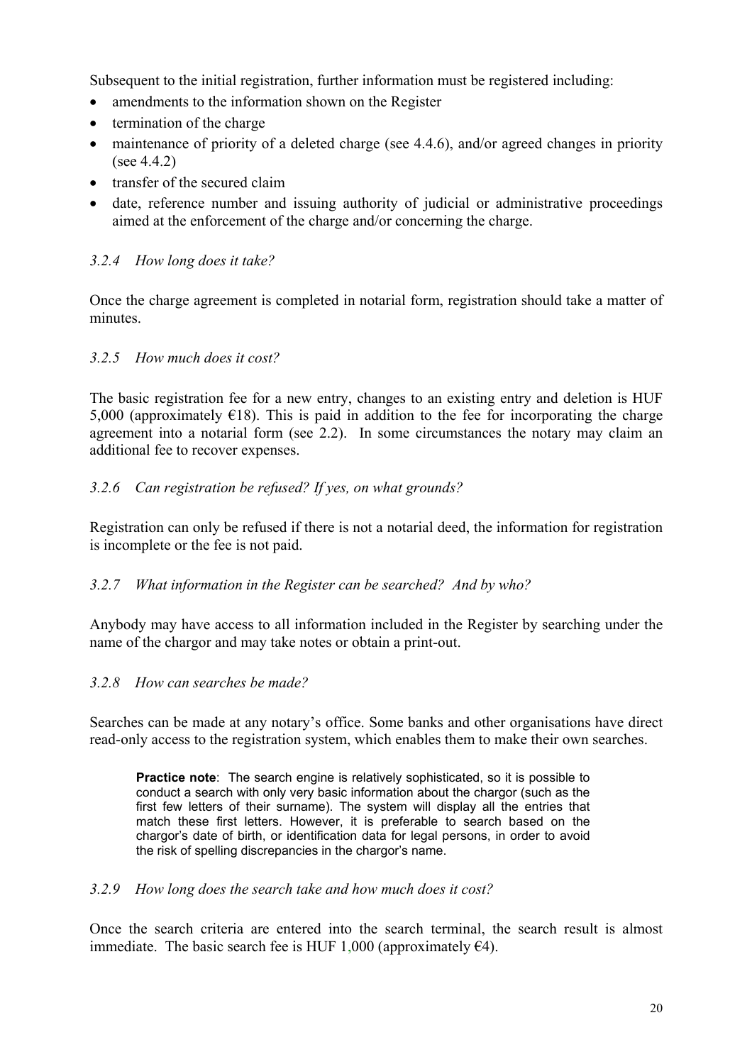Subsequent to the initial registration, further information must be registered including:

- amendments to the information shown on the Register
- termination of the charge
- maintenance of priority of a deleted charge (see 4.4.6), and/or agreed changes in priority (see 4.4.2)
- transfer of the secured claim
- date, reference number and issuing authority of judicial or administrative proceedings aimed at the enforcement of the charge and/or concerning the charge.

### *3.2.4 How long does it take?*

Once the charge agreement is completed in notarial form, registration should take a matter of minutes.

### *3.2.5 How much does it cost?*

The basic registration fee for a new entry, changes to an existing entry and deletion is HUF 5,000 (approximately €18). This is paid in addition to the fee for incorporating the charge agreement into a notarial form (see 2.2). In some circumstances the notary may claim an additional fee to recover expenses.

### *3.2.6 Can registration be refused? If yes, on what grounds?*

Registration can only be refused if there is not a notarial deed, the information for registration is incomplete or the fee is not paid.

### *3.2.7 What information in the Register can be searched? And by who?*

Anybody may have access to all information included in the Register by searching under the name of the chargor and may take notes or obtain a print-out.

### *3.2.8 How can searches be made?*

Searches can be made at any notary's office. Some banks and other organisations have direct read-only access to the registration system, which enables them to make their own searches.

> **Practice note**: The search engine is relatively sophisticated, so it is possible to conduct a search with only very basic information about the chargor (such as the first few letters of their surname). The system will display all the entries that match these first letters. However, it is preferable to search based on the chargor's date of birth, or identification data for legal persons, in order to avoid the risk of spelling discrepancies in the chargor's name.

### *3.2.9 How long does the search take and how much does it cost?*

Once the search criteria are entered into the search terminal, the search result is almost immediate. The basic search fee is HUF 1,000 (approximately €4).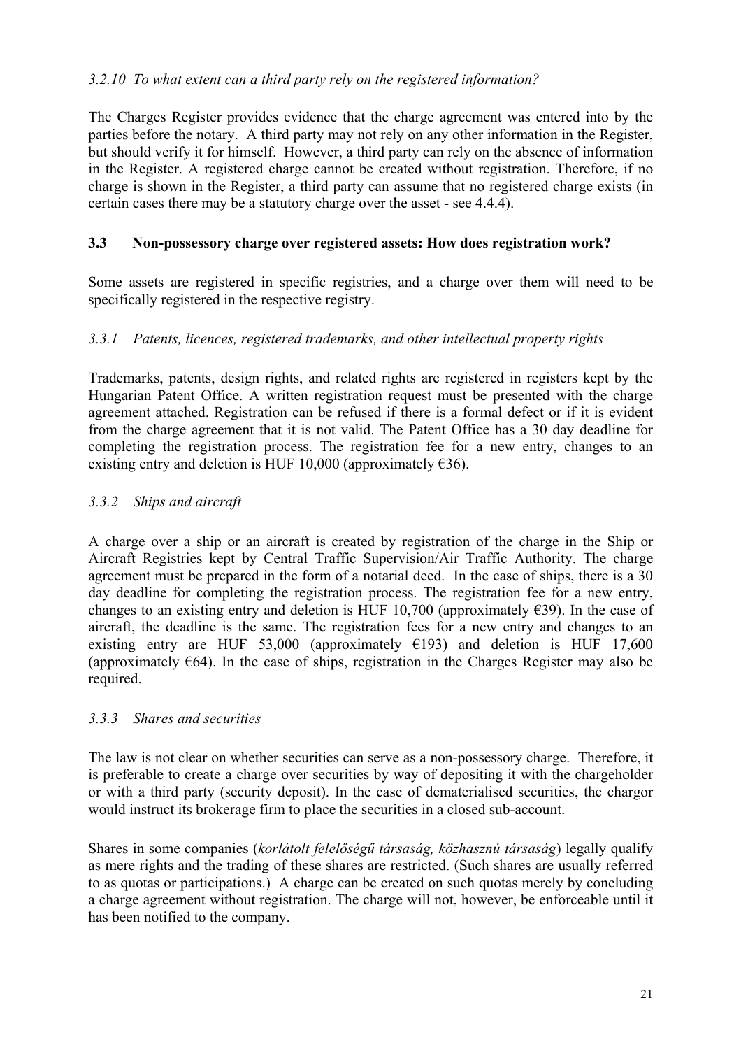### *3.2.10 To what extent can a third party rely on the registered information?*

The Charges Register provides evidence that the charge agreement was entered into by the parties before the notary. A third party may not rely on any other information in the Register, but should verify it for himself. However, a third party can rely on the absence of information in the Register. A registered charge cannot be created without registration. Therefore, if no charge is shown in the Register, a third party can assume that no registered charge exists (in certain cases there may be a statutory charge over the asset - see 4.4.4).

## 3.3 Non-possessory charge over registered assets: How does registration work?

Some assets are registered in specific registries, and a charge over them will need to be specifically registered in the respective registry.

### *3.3.1 Patents, licences, registered trademarks, and other intellectual property rights*

Trademarks, patents, design rights, and related rights are registered in registers kept by the Hungarian Patent Office. A written registration request must be presented with the charge agreement attached. Registration can be refused if there is a formal defect or if it is evident from the charge agreement that it is not valid. The Patent Office has a 30 day deadline for completing the registration process. The registration fee for a new entry, changes to an existing entry and deletion is HUF 10,000 (approximately €36).

### *3.3.2 Ships and aircraft*

A charge over a ship or an aircraft is created by registration of the charge in the Ship or Aircraft Registries kept by Central Traffic Supervision/Air Traffic Authority. The charge agreement must be prepared in the form of a notarial deed. In the case of ships, there is a 30 day deadline for completing the registration process. The registration fee for a new entry, changes to an existing entry and deletion is HUF 10,700 (approximately €39). In the case of aircraft, the deadline is the same. The registration fees for a new entry and changes to an existing entry are HUF 53,000 (approximately €193) and deletion is HUF 17,600 (approximately €64). In the case of ships, registration in the Charges Register may also be required.

### *3.3.3 Shares and securities*

The law is not clear on whether securities can serve as a non-possessory charge. Therefore, it is preferable to create a charge over securities by way of depositing it with the chargeholder or with a third party (security deposit). In the case of dematerialised securities, the chargor would instruct its brokerage firm to place the securities in a closed sub-account.

Shares in some companies (*korlátolt felelőségű társaság, közhasznú társaság*) legally qualify as mere rights and the trading of these shares are restricted. (Such shares are usually referred to as quotas or participations.) A charge can be created on such quotas merely by concluding a charge agreement without registration. The charge will not, however, be enforceable until it has been notified to the company.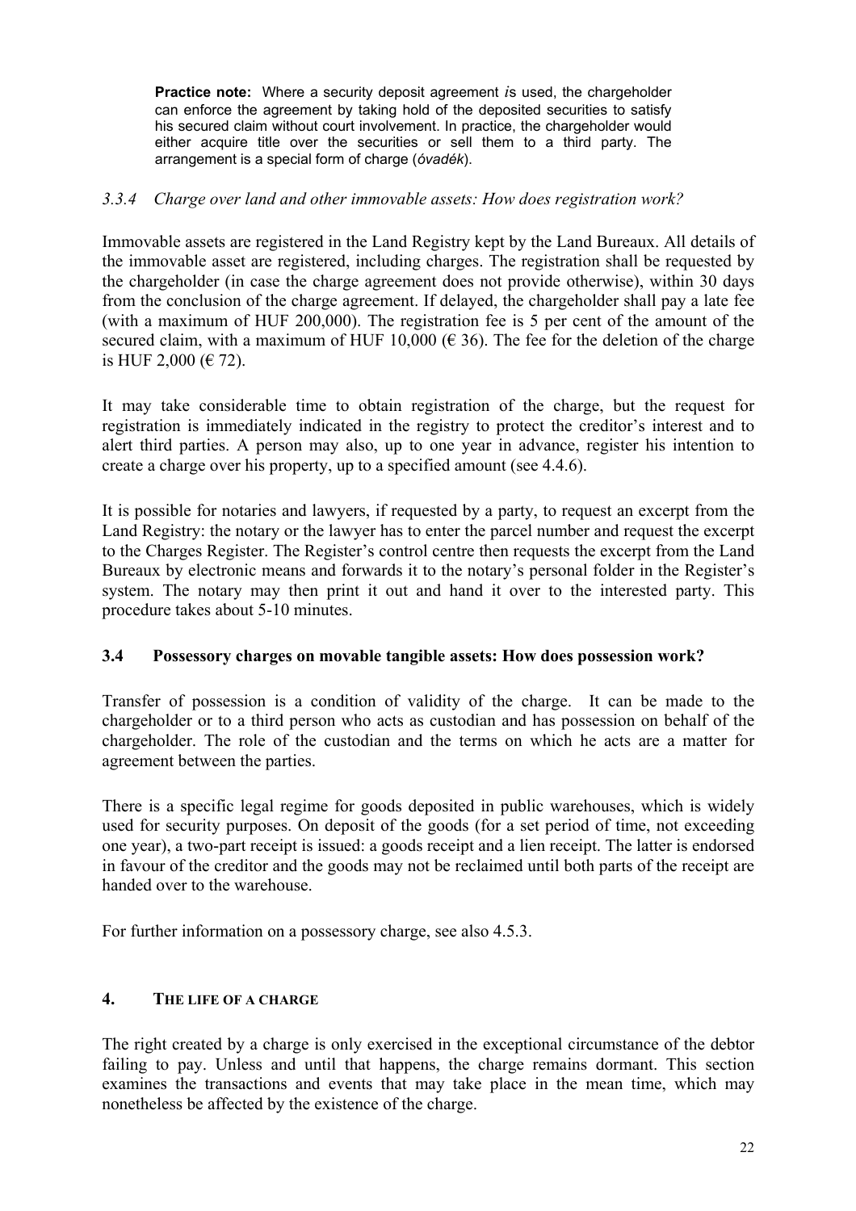> **Practice note:** Where a security deposit agreement *i*s used, the chargeholder can enforce the agreement by taking hold of the deposited securities to satisfy his secured claim without court involvement. In practice, the chargeholder would either acquire title over the securities or sell them to a third party. The arrangement is a special form of charge (*óvadék*).

### *3.3.4 Charge over land and other immovable assets: How does registration work?*

Immovable assets are registered in the Land Registry kept by the Land Bureaux. All details of the immovable asset are registered, including charges. The registration shall be requested by the chargeholder (in case the charge agreement does not provide otherwise), within 30 days from the conclusion of the charge agreement. If delayed, the chargeholder shall pay a late fee (with a maximum of HUF 200,000). The registration fee is 5 per cent of the amount of the secured claim, with a maximum of HUF 10,000 (€ 36). The fee for the deletion of the charge is HUF 2,000 (€ 72).

It may take considerable time to obtain registration of the charge, but the request for registration is immediately indicated in the registry to protect the creditor's interest and to alert third parties. A person may also, up to one year in advance, register his intention to create a charge over his property, up to a specified amount (see 4.4.6).

It is possible for notaries and lawyers, if requested by a party, to request an excerpt from the Land Registry: the notary or the lawyer has to enter the parcel number and request the excerpt to the Charges Register. The Register's control centre then requests the excerpt from the Land Bureaux by electronic means and forwards it to the notary's personal folder in the Register's system. The notary may then print it out and hand it over to the interested party. This procedure takes about 5-10 minutes.

### 3.4 Possessory charges on movable tangible assets: How does possession work?

Transfer of possession is a condition of validity of the charge. It can be made to the chargeholder or to a third person who acts as custodian and has possession on behalf of the chargeholder. The role of the custodian and the terms on which he acts are a matter for agreement between the parties.

There is a specific legal regime for goods deposited in public warehouses, which is widely used for security purposes. On deposit of the goods (for a set period of time, not exceeding one year), a two-part receipt is issued: a goods receipt and a lien receipt. The latter is endorsed in favour of the creditor and the goods may not be reclaimed until both parts of the receipt are handed over to the warehouse.

For further information on a possessory charge, see also 4.5.3.

## 4. THE LIFE OF A CHARGE

The right created by a charge is only exercised in the exceptional circumstance of the debtor failing to pay. Unless and until that happens, the charge remains dormant. This section examines the transactions and events that may take place in the mean time, which may nonetheless be affected by the existence of the charge.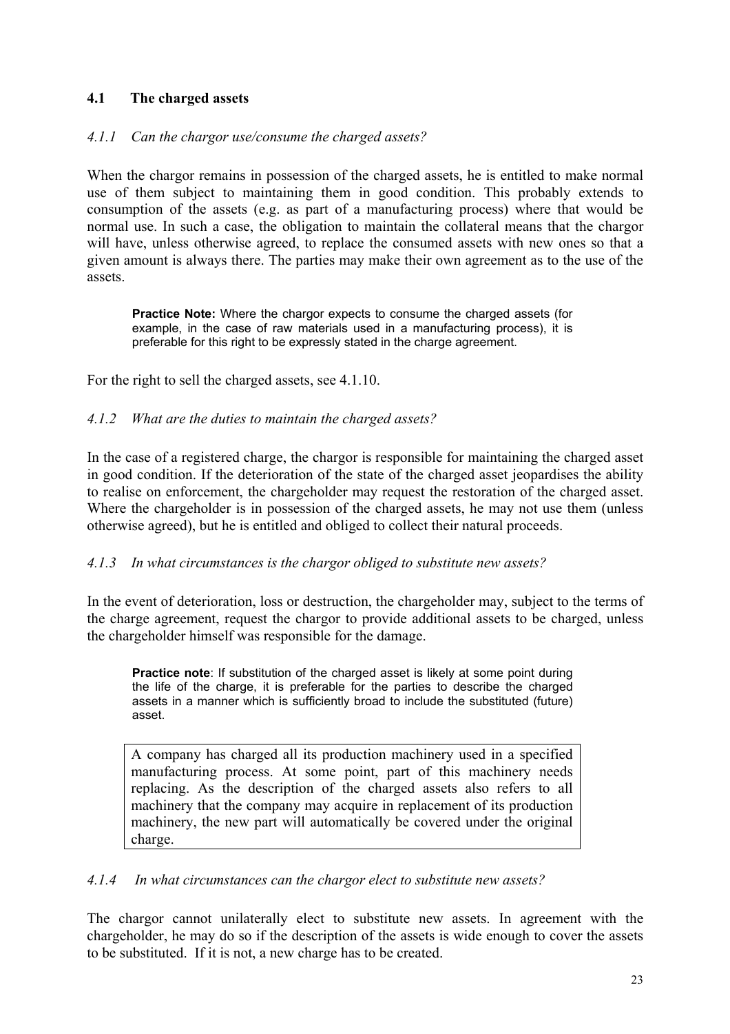## 4.1 The charged assets

### *4.1.1 Can the chargor use/consume the charged assets?*

When the chargor remains in possession of the charged assets, he is entitled to make normal use of them subject to maintaining them in good condition. This probably extends to consumption of the assets (e.g. as part of a manufacturing process) where that would be normal use. In such a case, the obligation to maintain the collateral means that the chargor will have, unless otherwise agreed, to replace the consumed assets with new ones so that a given amount is always there. The parties may make their own agreement as to the use of the assets.

> **Practice Note:** Where the chargor expects to consume the charged assets (for example, in the case of raw materials used in a manufacturing process), it is preferable for this right to be expressly stated in the charge agreement.

For the right to sell the charged assets, see 4.1.10.

### *4.1.2 What are the duties to maintain the charged assets?*

In the case of a registered charge, the chargor is responsible for maintaining the charged asset in good condition. If the deterioration of the state of the charged asset jeopardises the ability to realise on enforcement, the chargeholder may request the restoration of the charged asset. Where the chargeholder is in possession of the charged assets, he may not use them (unless otherwise agreed), but he is entitled and obliged to collect their natural proceeds.

### *4.1.3 In what circumstances is the chargor obliged to substitute new assets?*

In the event of deterioration, loss or destruction, the chargeholder may, subject to the terms of the charge agreement, request the chargor to provide additional assets to be charged, unless the chargeholder himself was responsible for the damage.

> **Practice note**: If substitution of the charged asset is likely at some point during the life of the charge, it is preferable for the parties to describe the charged assets in a manner which is sufficiently broad to include the substituted (future) asset.

> A company has charged all its production machinery used in a specified manufacturing process. At some point, part of this machinery needs replacing. As the description of the charged assets also refers to all machinery that the company may acquire in replacement of its production machinery, the new part will automatically be covered under the original charge.

### *4.1.4 In what circumstances can the chargor elect to substitute new assets?*

The chargor cannot unilaterally elect to substitute new assets. In agreement with the chargeholder, he may do so if the description of the assets is wide enough to cover the assets to be substituted. If it is not, a new charge has to be created.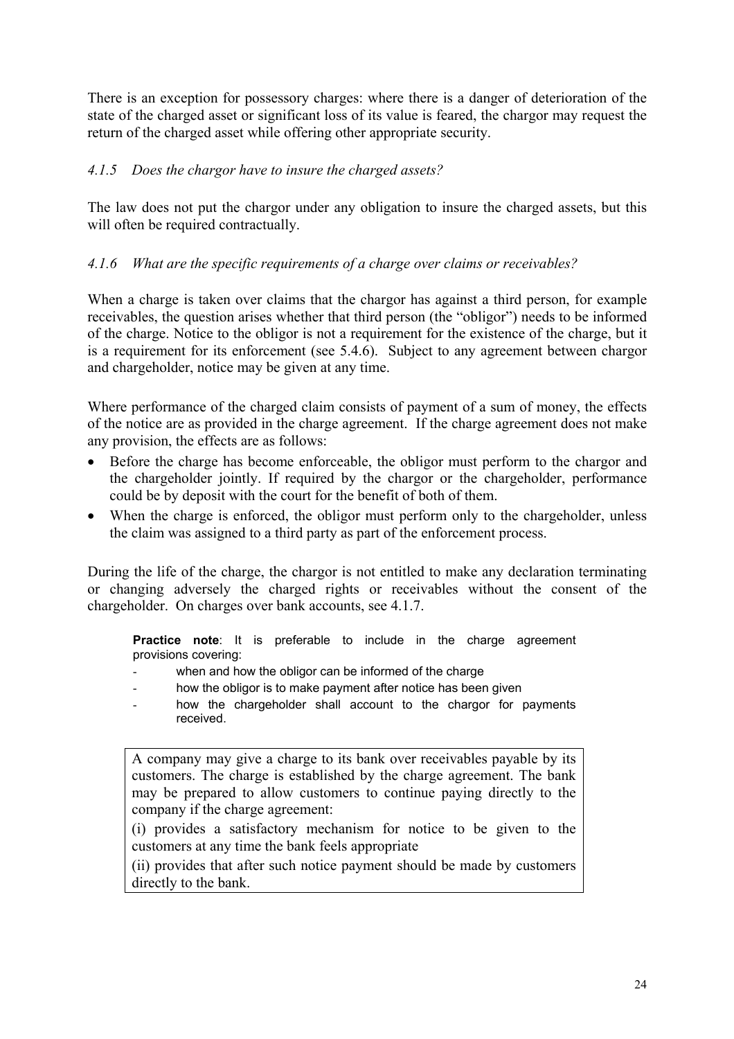There is an exception for possessory charges: where there is a danger of deterioration of the state of the charged asset or significant loss of its value is feared, the chargor may request the return of the charged asset while offering other appropriate security.

#### *4.1.5 Does the chargor have to insure the charged assets?*

The law does not put the chargor under any obligation to insure the charged assets, but this will often be required contractually.

#### *4.1.6 What are the specific requirements of a charge over claims or receivables?*

When a charge is taken over claims that the chargor has against a third person, for example receivables, the question arises whether that third person (the "obligor") needs to be informed of the charge. Notice to the obligor is not a requirement for the existence of the charge, but it is a requirement for its enforcement (see 5.4.6). Subject to any agreement between chargor and chargeholder, notice may be given at any time.

Where performance of the charged claim consists of payment of a sum of money, the effects of the notice are as provided in the charge agreement. If the charge agreement does not make any provision, the effects are as follows:

- Before the charge has become enforceable, the obligor must perform to the chargor and the chargeholder jointly. If required by the chargor or the chargeholder, performance could be by deposit with the court for the benefit of both of them.
- When the charge is enforced, the obligor must perform only to the chargeholder, unless the claim was assigned to a third party as part of the enforcement process.

During the life of the charge, the chargor is not entitled to make any declaration terminating or changing adversely the charged rights or receivables without the consent of the chargeholder. On charges over bank accounts, see 4.1.7.

> **Practice note**: It is preferable to include in the charge agreement provisions covering:
>
> - when and how the obligor can be informed of the charge
> - how the obligor is to make payment after notice has been given
> - how the chargeholder shall account to the chargor for payments received.

> A company may give a charge to its bank over receivables payable by its customers. The charge is established by the charge agreement. The bank may be prepared to allow customers to continue paying directly to the company if the charge agreement:
>
> (i) provides a satisfactory mechanism for notice to be given to the customers at any time the bank feels appropriate
>
> (ii) provides that after such notice payment should be made by customers directly to the bank.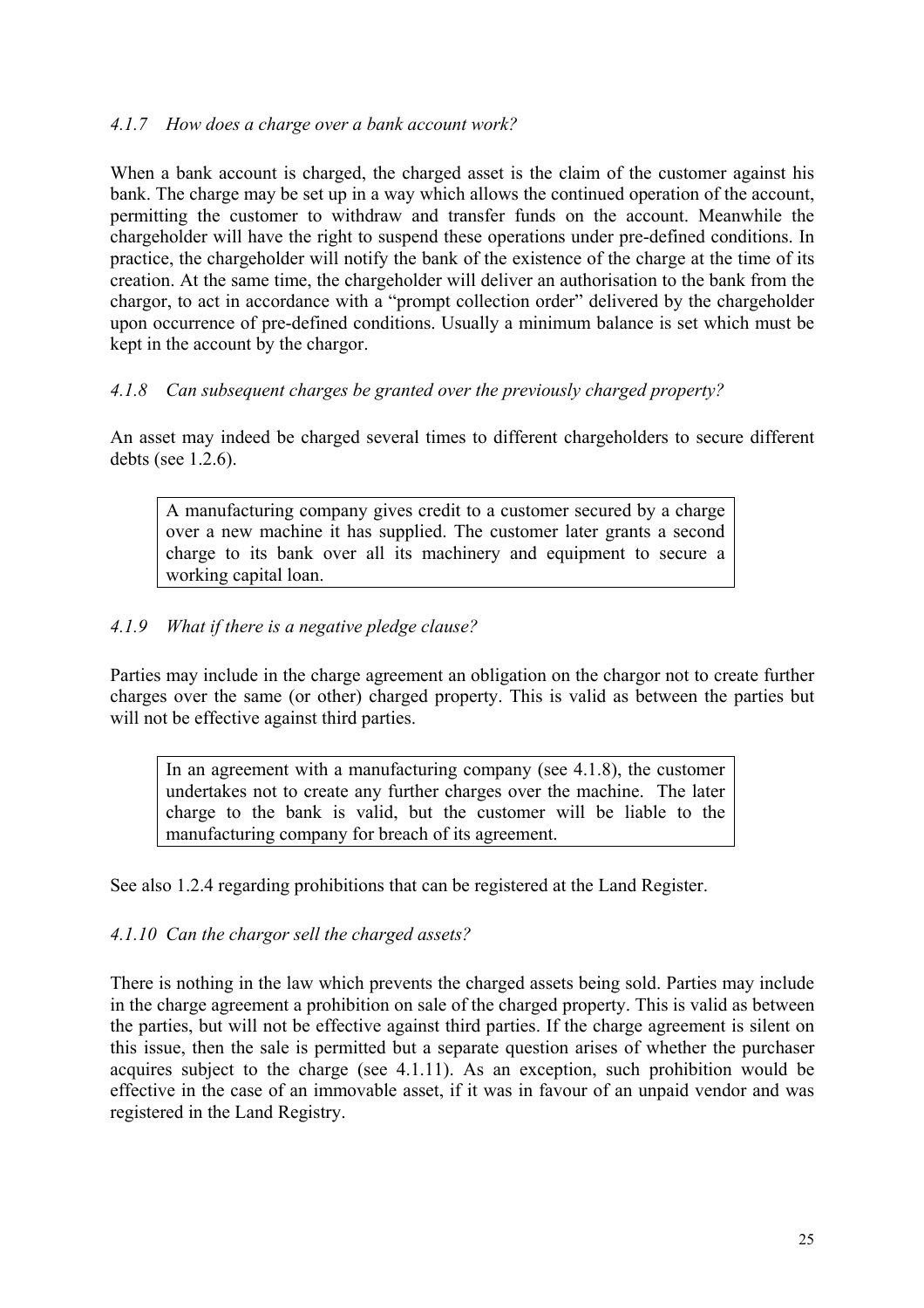#### *4.1.7 How does a charge over a bank account work?*

When a bank account is charged, the charged asset is the claim of the customer against his bank. The charge may be set up in a way which allows the continued operation of the account, permitting the customer to withdraw and transfer funds on the account. Meanwhile the chargeholder will have the right to suspend these operations under pre-defined conditions. In practice, the chargeholder will notify the bank of the existence of the charge at the time of its creation. At the same time, the chargeholder will deliver an authorisation to the bank from the chargor, to act in accordance with a "prompt collection order" delivered by the chargeholder upon occurrence of pre-defined conditions. Usually a minimum balance is set which must be kept in the account by the chargor.

#### *4.1.8 Can subsequent charges be granted over the previously charged property?*

An asset may indeed be charged several times to different chargeholders to secure different debts (see 1.2.6).

> A manufacturing company gives credit to a customer secured by a charge over a new machine it has supplied. The customer later grants a second charge to its bank over all its machinery and equipment to secure a working capital loan.

#### *4.1.9 What if there is a negative pledge clause?*

Parties may include in the charge agreement an obligation on the chargor not to create further charges over the same (or other) charged property. This is valid as between the parties but will not be effective against third parties.

> In an agreement with a manufacturing company (see 4.1.8), the customer undertakes not to create any further charges over the machine. The later charge to the bank is valid, but the customer will be liable to the manufacturing company for breach of its agreement.

See also 1.2.4 regarding prohibitions that can be registered at the Land Register.

#### *4.1.10 Can the chargor sell the charged assets?*

There is nothing in the law which prevents the charged assets being sold. Parties may include in the charge agreement a prohibition on sale of the charged property. This is valid as between the parties, but will not be effective against third parties. If the charge agreement is silent on this issue, then the sale is permitted but a separate question arises of whether the purchaser acquires subject to the charge (see 4.1.11). As an exception, such prohibition would be effective in the case of an immovable asset, if it was in favour of an unpaid vendor and was registered in the Land Registry.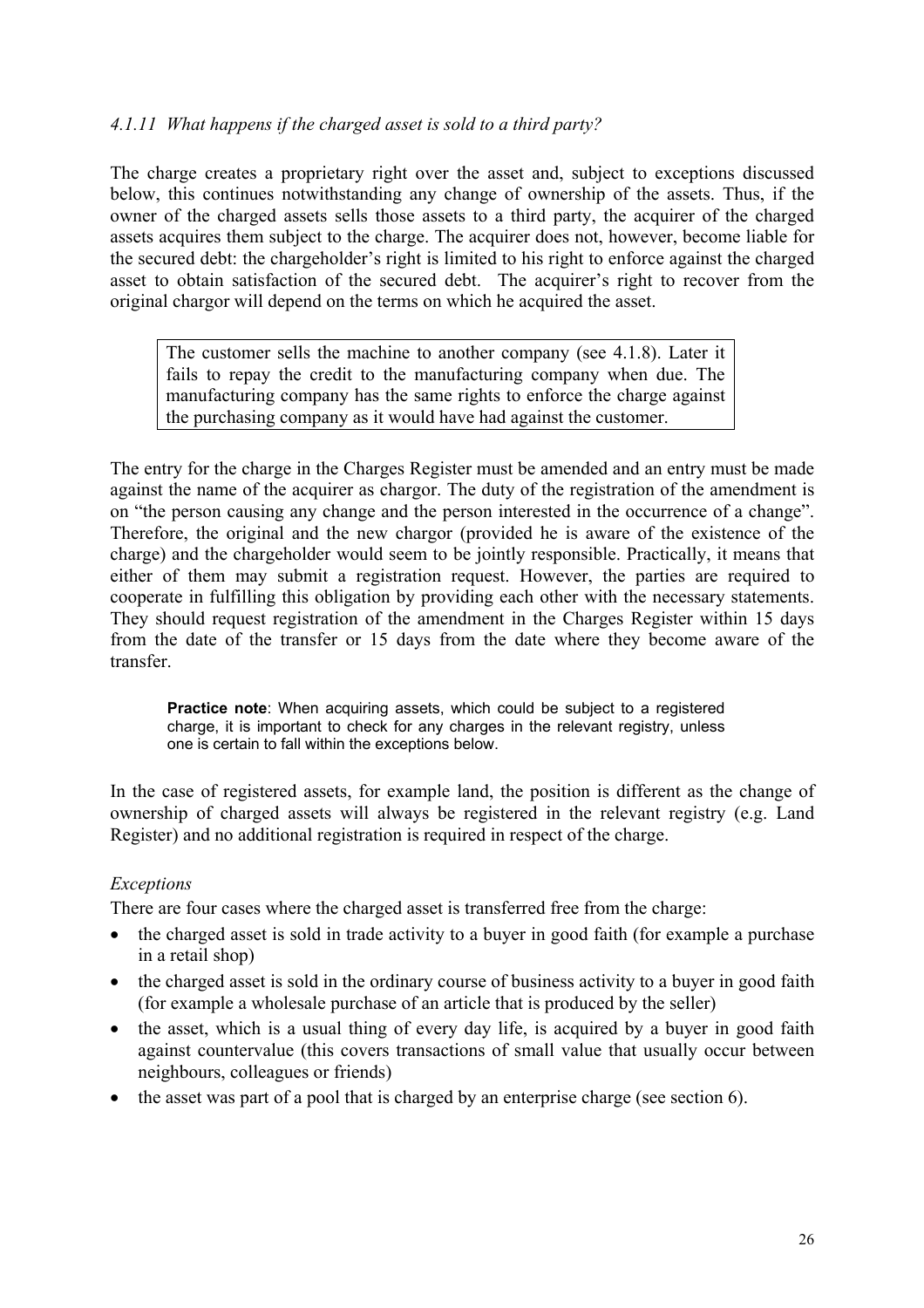### *4.1.11 What happens if the charged asset is sold to a third party?*

The charge creates a proprietary right over the asset and, subject to exceptions discussed below, this continues notwithstanding any change of ownership of the assets. Thus, if the owner of the charged assets sells those assets to a third party, the acquirer of the charged assets acquires them subject to the charge. The acquirer does not, however, become liable for the secured debt: the chargeholder's right is limited to his right to enforce against the charged asset to obtain satisfaction of the secured debt. The acquirer's right to recover from the original chargor will depend on the terms on which he acquired the asset.

> The customer sells the machine to another company (see 4.1.8). Later it fails to repay the credit to the manufacturing company when due. The manufacturing company has the same rights to enforce the charge against the purchasing company as it would have had against the customer.

The entry for the charge in the Charges Register must be amended and an entry must be made against the name of the acquirer as chargor. The duty of the registration of the amendment is on "the person causing any change and the person interested in the occurrence of a change". Therefore, the original and the new chargor (provided he is aware of the existence of the charge) and the chargeholder would seem to be jointly responsible. Practically, it means that either of them may submit a registration request. However, the parties are required to cooperate in fulfilling this obligation by providing each other with the necessary statements. They should request registration of the amendment in the Charges Register within 15 days from the date of the transfer or 15 days from the date where they become aware of the transfer.

> **Practice note**: When acquiring assets, which could be subject to a registered charge, it is important to check for any charges in the relevant registry, unless one is certain to fall within the exceptions below.

In the case of registered assets, for example land, the position is different as the change of ownership of charged assets will always be registered in the relevant registry (e.g. Land Register) and no additional registration is required in respect of the charge.

*Exceptions*

There are four cases where the charged asset is transferred free from the charge:

- the charged asset is sold in trade activity to a buyer in good faith (for example a purchase in a retail shop)
- the charged asset is sold in the ordinary course of business activity to a buyer in good faith (for example a wholesale purchase of an article that is produced by the seller)
- the asset, which is a usual thing of every day life, is acquired by a buyer in good faith against countervalue (this covers transactions of small value that usually occur between neighbours, colleagues or friends)
- the asset was part of a pool that is charged by an enterprise charge (see section 6).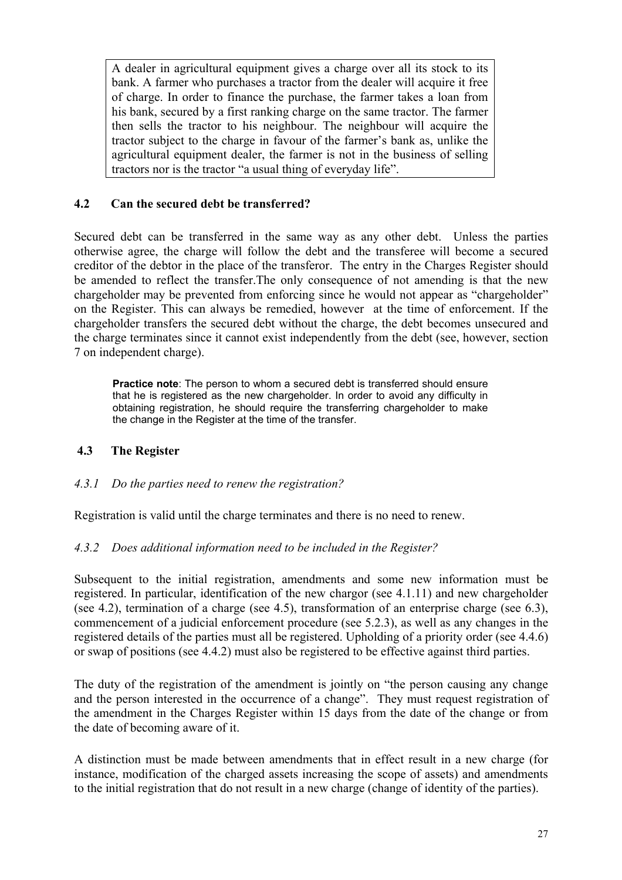A dealer in agricultural equipment gives a charge over all its stock to its bank. A farmer who purchases a tractor from the dealer will acquire it free of charge. In order to finance the purchase, the farmer takes a loan from his bank, secured by a first ranking charge on the same tractor. The farmer then sells the tractor to his neighbour. The neighbour will acquire the tractor subject to the charge in favour of the farmer's bank as, unlike the agricultural equipment dealer, the farmer is not in the business of selling tractors nor is the tractor "a usual thing of everyday life".

### 4.2 Can the secured debt be transferred?

Secured debt can be transferred in the same way as any other debt. Unless the parties otherwise agree, the charge will follow the debt and the transferee will become a secured creditor of the debtor in the place of the transferor. The entry in the Charges Register should be amended to reflect the transfer.The only consequence of not amending is that the new chargeholder may be prevented from enforcing since he would not appear as "chargeholder" on the Register. This can always be remedied, however at the time of enforcement. If the chargeholder transfers the secured debt without the charge, the debt becomes unsecured and the charge terminates since it cannot exist independently from the debt (see, however, section 7 on independent charge).

**Practice note**: The person to whom a secured debt is transferred should ensure that he is registered as the new chargeholder. In order to avoid any difficulty in obtaining registration, he should require the transferring chargeholder to make the change in the Register at the time of the transfer.

### 4.3 The Register

#### *4.3.1 Do the parties need to renew the registration?*

Registration is valid until the charge terminates and there is no need to renew.

#### *4.3.2 Does additional information need to be included in the Register?*

Subsequent to the initial registration, amendments and some new information must be registered. In particular, identification of the new chargor (see 4.1.11) and new chargeholder (see 4.2), termination of a charge (see 4.5), transformation of an enterprise charge (see 6.3), commencement of a judicial enforcement procedure (see 5.2.3), as well as any changes in the registered details of the parties must all be registered. Upholding of a priority order (see 4.4.6) or swap of positions (see 4.4.2) must also be registered to be effective against third parties.

The duty of the registration of the amendment is jointly on "the person causing any change and the person interested in the occurrence of a change". They must request registration of the amendment in the Charges Register within 15 days from the date of the change or from the date of becoming aware of it.

A distinction must be made between amendments that in effect result in a new charge (for instance, modification of the charged assets increasing the scope of assets) and amendments to the initial registration that do not result in a new charge (change of identity of the parties).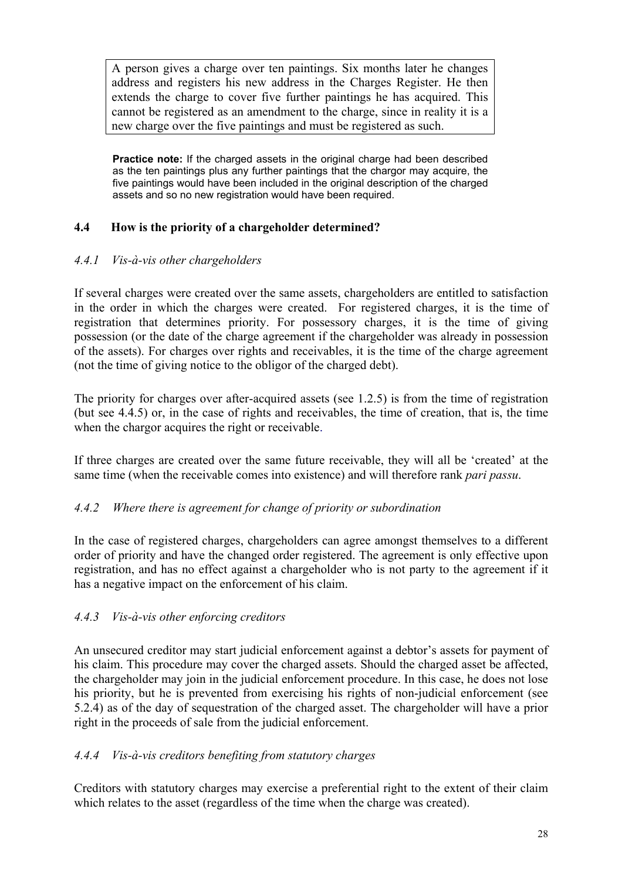> A person gives a charge over ten paintings. Six months later he changes address and registers his new address in the Charges Register. He then extends the charge to cover five further paintings he has acquired. This cannot be registered as an amendment to the charge, since in reality it is a new charge over the five paintings and must be registered as such.

**Practice note:** If the charged assets in the original charge had been described as the ten paintings plus any further paintings that the chargor may acquire, the five paintings would have been included in the original description of the charged assets and so no new registration would have been required.

## 4.4 How is the priority of a chargeholder determined?

### *4.4.1 Vis-à-vis other chargeholders*

If several charges were created over the same assets, chargeholders are entitled to satisfaction in the order in which the charges were created. For registered charges, it is the time of registration that determines priority. For possessory charges, it is the time of giving possession (or the date of the charge agreement if the chargeholder was already in possession of the assets). For charges over rights and receivables, it is the time of the charge agreement (not the time of giving notice to the obligor of the charged debt).

The priority for charges over after-acquired assets (see 1.2.5) is from the time of registration (but see 4.4.5) or, in the case of rights and receivables, the time of creation, that is, the time when the chargor acquires the right or receivable.

If three charges are created over the same future receivable, they will all be 'created' at the same time (when the receivable comes into existence) and will therefore rank *pari passu*.

### *4.4.2 Where there is agreement for change of priority or subordination*

In the case of registered charges, chargeholders can agree amongst themselves to a different order of priority and have the changed order registered. The agreement is only effective upon registration, and has no effect against a chargeholder who is not party to the agreement if it has a negative impact on the enforcement of his claim.

### *4.4.3 Vis-à-vis other enforcing creditors*

An unsecured creditor may start judicial enforcement against a debtor's assets for payment of his claim. This procedure may cover the charged assets. Should the charged asset be affected, the chargeholder may join in the judicial enforcement procedure. In this case, he does not lose his priority, but he is prevented from exercising his rights of non-judicial enforcement (see 5.2.4) as of the day of sequestration of the charged asset. The chargeholder will have a prior right in the proceeds of sale from the judicial enforcement.

### *4.4.4 Vis-à-vis creditors benefiting from statutory charges*

Creditors with statutory charges may exercise a preferential right to the extent of their claim which relates to the asset (regardless of the time when the charge was created).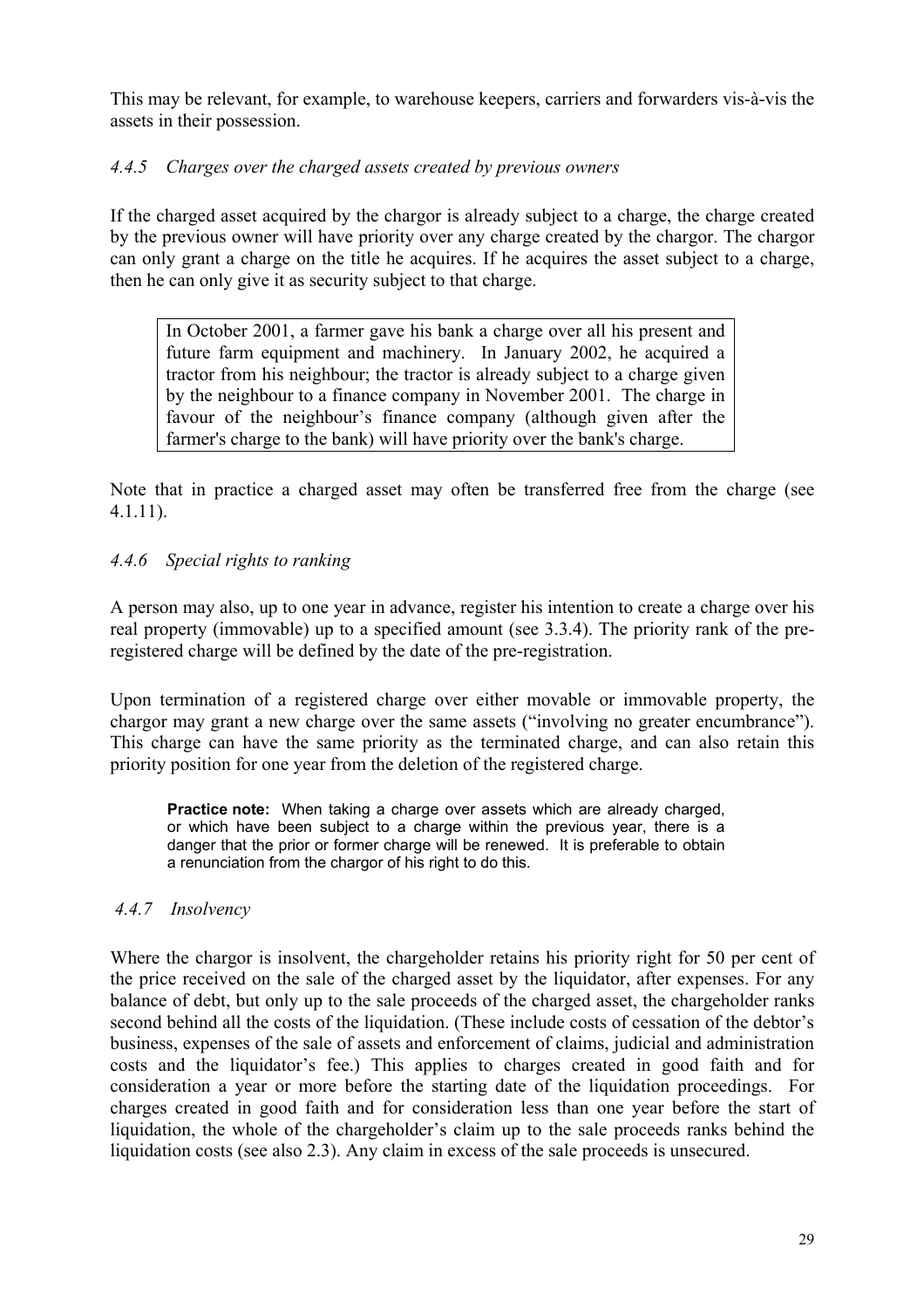This may be relevant, for example, to warehouse keepers, carriers and forwarders vis-à-vis the assets in their possession.

#### *4.4.5 Charges over the charged assets created by previous owners*

If the charged asset acquired by the chargor is already subject to a charge, the charge created by the previous owner will have priority over any charge created by the chargor. The chargor can only grant a charge on the title he acquires. If he acquires the asset subject to a charge, then he can only give it as security subject to that charge.

> In October 2001, a farmer gave his bank a charge over all his present and future farm equipment and machinery. In January 2002, he acquired a tractor from his neighbour; the tractor is already subject to a charge given by the neighbour to a finance company in November 2001. The charge in favour of the neighbour's finance company (although given after the farmer's charge to the bank) will have priority over the bank's charge.

Note that in practice a charged asset may often be transferred free from the charge (see 4.1.11).

#### *4.4.6 Special rights to ranking*

A person may also, up to one year in advance, register his intention to create a charge over his real property (immovable) up to a specified amount (see 3.3.4). The priority rank of the pre-registered charge will be defined by the date of the pre-registration.

Upon termination of a registered charge over either movable or immovable property, the chargor may grant a new charge over the same assets ("involving no greater encumbrance"). This charge can have the same priority as the terminated charge, and can also retain this priority position for one year from the deletion of the registered charge.

> **Practice note:** When taking a charge over assets which are already charged, or which have been subject to a charge within the previous year, there is a danger that the prior or former charge will be renewed. It is preferable to obtain a renunciation from the chargor of his right to do this.

#### *4.4.7 Insolvency*

Where the chargor is insolvent, the chargeholder retains his priority right for 50 per cent of the price received on the sale of the charged asset by the liquidator, after expenses. For any balance of debt, but only up to the sale proceeds of the charged asset, the chargeholder ranks second behind all the costs of the liquidation. (These include costs of cessation of the debtor's business, expenses of the sale of assets and enforcement of claims, judicial and administration costs and the liquidator's fee.) This applies to charges created in good faith and for consideration a year or more before the starting date of the liquidation proceedings. For charges created in good faith and for consideration less than one year before the start of liquidation, the whole of the chargeholder's claim up to the sale proceeds ranks behind the liquidation costs (see also 2.3). Any claim in excess of the sale proceeds is unsecured.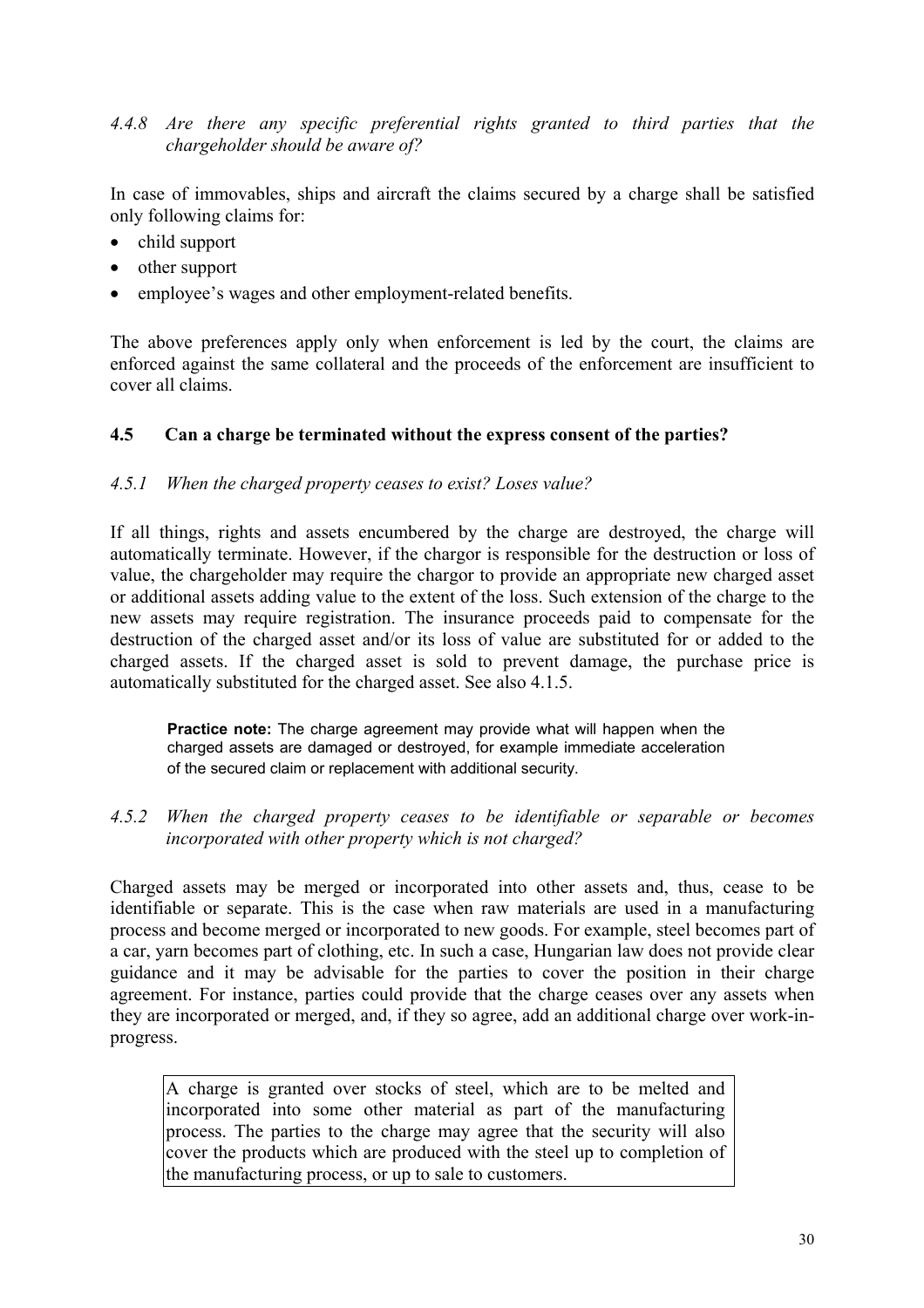*4.4.8 Are there any specific preferential rights granted to third parties that the chargeholder should be aware of?*

In case of immovables, ships and aircraft the claims secured by a charge shall be satisfied only following claims for:

- child support
- other support
- employee's wages and other employment-related benefits.

The above preferences apply only when enforcement is led by the court, the claims are enforced against the same collateral and the proceeds of the enforcement are insufficient to cover all claims.

### 4.5 Can a charge be terminated without the express consent of the parties?

*4.5.1 When the charged property ceases to exist? Loses value?*

If all things, rights and assets encumbered by the charge are destroyed, the charge will automatically terminate. However, if the chargor is responsible for the destruction or loss of value, the chargeholder may require the chargor to provide an appropriate new charged asset or additional assets adding value to the extent of the loss. Such extension of the charge to the new assets may require registration. The insurance proceeds paid to compensate for the destruction of the charged asset and/or its loss of value are substituted for or added to the charged assets. If the charged asset is sold to prevent damage, the purchase price is automatically substituted for the charged asset. See also 4.1.5.

> **Practice note:** The charge agreement may provide what will happen when the charged assets are damaged or destroyed, for example immediate acceleration of the secured claim or replacement with additional security.

*4.5.2 When the charged property ceases to be identifiable or separable or becomes incorporated with other property which is not charged?*

Charged assets may be merged or incorporated into other assets and, thus, cease to be identifiable or separate. This is the case when raw materials are used in a manufacturing process and become merged or incorporated to new goods. For example, steel becomes part of a car, yarn becomes part of clothing, etc. In such a case, Hungarian law does not provide clear guidance and it may be advisable for the parties to cover the position in their charge agreement. For instance, parties could provide that the charge ceases over any assets when they are incorporated or merged, and, if they so agree, add an additional charge over work-in-progress.

> A charge is granted over stocks of steel, which are to be melted and incorporated into some other material as part of the manufacturing process. The parties to the charge may agree that the security will also cover the products which are produced with the steel up to completion of the manufacturing process, or up to sale to customers.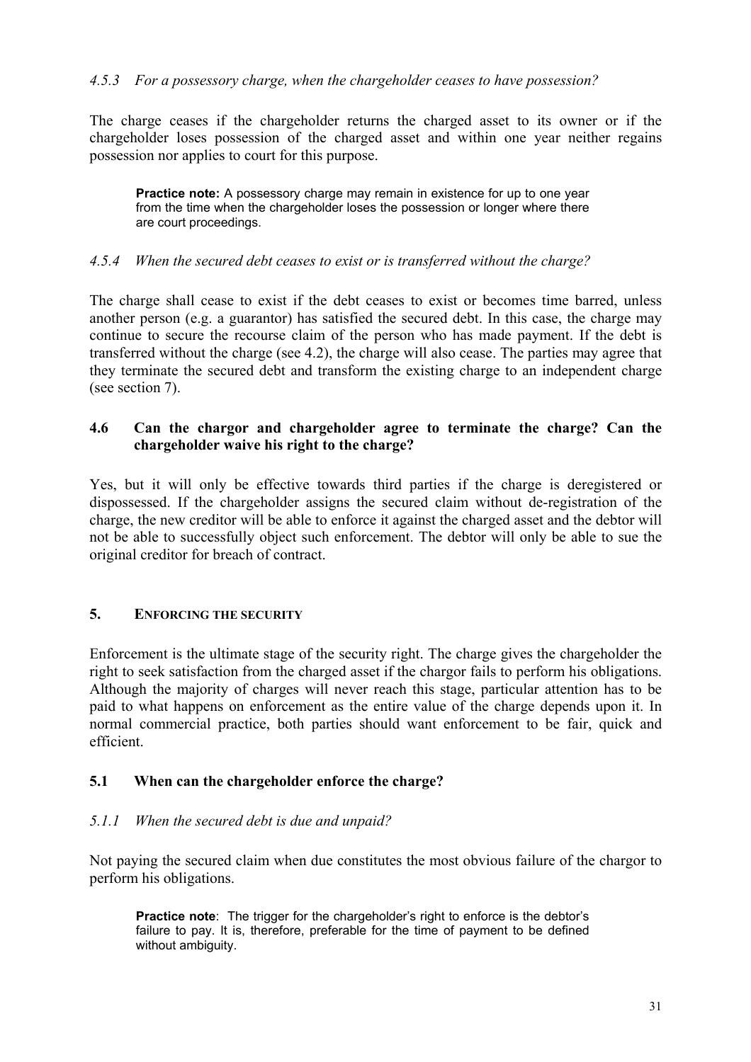#### *4.5.3 For a possessory charge, when the chargeholder ceases to have possession?*

The charge ceases if the chargeholder returns the charged asset to its owner or if the chargeholder loses possession of the charged asset and within one year neither regains possession nor applies to court for this purpose.

> **Practice note:** A possessory charge may remain in existence for up to one year from the time when the chargeholder loses the possession or longer where there are court proceedings.

#### *4.5.4 When the secured debt ceases to exist or is transferred without the charge?*

The charge shall cease to exist if the debt ceases to exist or becomes time barred, unless another person (e.g. a guarantor) has satisfied the secured debt. In this case, the charge may continue to secure the recourse claim of the person who has made payment. If the debt is transferred without the charge (see 4.2), the charge will also cease. The parties may agree that they terminate the secured debt and transform the existing charge to an independent charge (see section 7).

### 4.6 Can the chargor and chargeholder agree to terminate the charge? Can the chargeholder waive his right to the charge?

Yes, but it will only be effective towards third parties if the charge is deregistered or dispossessed. If the chargeholder assigns the secured claim without de-registration of the charge, the new creditor will be able to enforce it against the charged asset and the debtor will not be able to successfully object such enforcement. The debtor will only be able to sue the original creditor for breach of contract.

## 5. ENFORCING THE SECURITY

Enforcement is the ultimate stage of the security right. The charge gives the chargeholder the right to seek satisfaction from the charged asset if the chargor fails to perform his obligations. Although the majority of charges will never reach this stage, particular attention has to be paid to what happens on enforcement as the entire value of the charge depends upon it. In normal commercial practice, both parties should want enforcement to be fair, quick and efficient.

### 5.1 When can the chargeholder enforce the charge?

#### *5.1.1 When the secured debt is due and unpaid?*

Not paying the secured claim when due constitutes the most obvious failure of the chargor to perform his obligations.

> **Practice note**: The trigger for the chargeholder's right to enforce is the debtor's failure to pay. It is, therefore, preferable for the time of payment to be defined without ambiguity.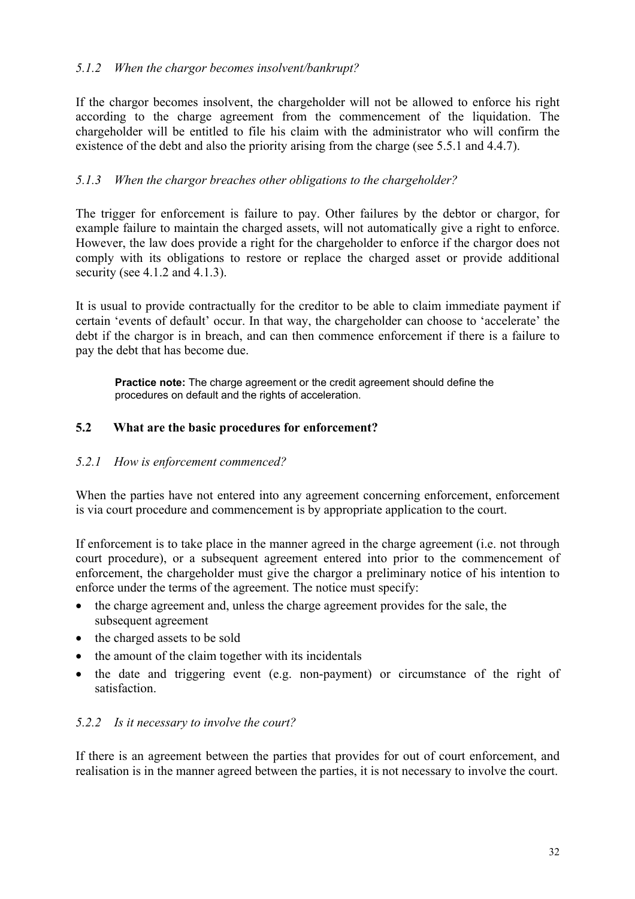### *5.1.2 When the chargor becomes insolvent/bankrupt?*

If the chargor becomes insolvent, the chargeholder will not be allowed to enforce his right according to the charge agreement from the commencement of the liquidation. The chargeholder will be entitled to file his claim with the administrator who will confirm the existence of the debt and also the priority arising from the charge (see 5.5.1 and 4.4.7).

### *5.1.3 When the chargor breaches other obligations to the chargeholder?*

The trigger for enforcement is failure to pay. Other failures by the debtor or chargor, for example failure to maintain the charged assets, will not automatically give a right to enforce. However, the law does provide a right for the chargeholder to enforce if the chargor does not comply with its obligations to restore or replace the charged asset or provide additional security (see 4.1.2 and 4.1.3).

It is usual to provide contractually for the creditor to be able to claim immediate payment if certain 'events of default' occur. In that way, the chargeholder can choose to 'accelerate' the debt if the chargor is in breach, and can then commence enforcement if there is a failure to pay the debt that has become due.

> **Practice note:** The charge agreement or the credit agreement should define the procedures on default and the rights of acceleration.

## 5.2 What are the basic procedures for enforcement?

### *5.2.1 How is enforcement commenced?*

When the parties have not entered into any agreement concerning enforcement, enforcement is via court procedure and commencement is by appropriate application to the court.

If enforcement is to take place in the manner agreed in the charge agreement (i.e. not through court procedure), or a subsequent agreement entered into prior to the commencement of enforcement, the chargeholder must give the chargor a preliminary notice of his intention to enforce under the terms of the agreement. The notice must specify:

- the charge agreement and, unless the charge agreement provides for the sale, the subsequent agreement
- the charged assets to be sold
- the amount of the claim together with its incidentals
- the date and triggering event (e.g. non-payment) or circumstance of the right of satisfaction.

### *5.2.2 Is it necessary to involve the court?*

If there is an agreement between the parties that provides for out of court enforcement, and realisation is in the manner agreed between the parties, it is not necessary to involve the court.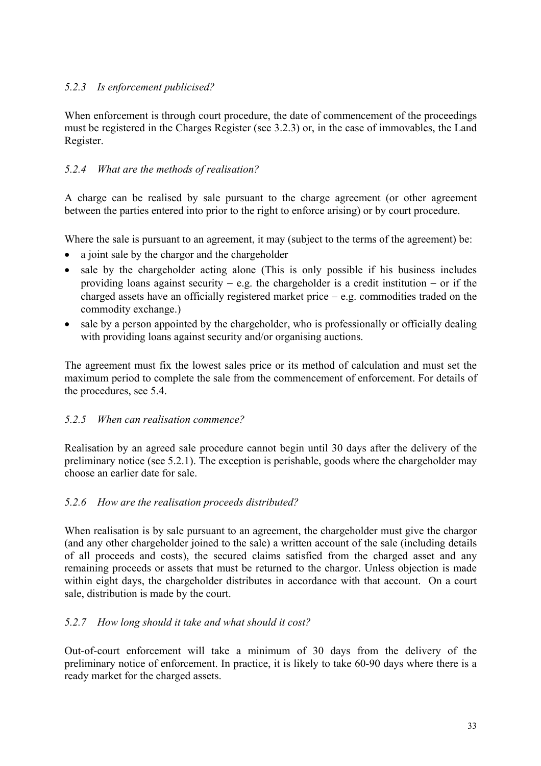#### *5.2.3 Is enforcement publicised?*

When enforcement is through court procedure, the date of commencement of the proceedings must be registered in the Charges Register (see 3.2.3) or, in the case of immovables, the Land Register.

#### *5.2.4 What are the methods of realisation?*

A charge can be realised by sale pursuant to the charge agreement (or other agreement between the parties entered into prior to the right to enforce arising) or by court procedure.

Where the sale is pursuant to an agreement, it may (subject to the terms of the agreement) be:

- a joint sale by the chargor and the chargeholder
- sale by the chargeholder acting alone (This is only possible if his business includes providing loans against security – e.g. the chargeholder is a credit institution – or if the charged assets have an officially registered market price – e.g. commodities traded on the commodity exchange.)
- sale by a person appointed by the chargeholder, who is professionally or officially dealing with providing loans against security and/or organising auctions.

The agreement must fix the lowest sales price or its method of calculation and must set the maximum period to complete the sale from the commencement of enforcement. For details of the procedures, see 5.4.

#### *5.2.5 When can realisation commence?*

Realisation by an agreed sale procedure cannot begin until 30 days after the delivery of the preliminary notice (see 5.2.1). The exception is perishable, goods where the chargeholder may choose an earlier date for sale.

#### *5.2.6 How are the realisation proceeds distributed?*

When realisation is by sale pursuant to an agreement, the chargeholder must give the chargor (and any other chargeholder joined to the sale) a written account of the sale (including details of all proceeds and costs), the secured claims satisfied from the charged asset and any remaining proceeds or assets that must be returned to the chargor. Unless objection is made within eight days, the chargeholder distributes in accordance with that account. On a court sale, distribution is made by the court.

#### *5.2.7 How long should it take and what should it cost?*

Out-of-court enforcement will take a minimum of 30 days from the delivery of the preliminary notice of enforcement. In practice, it is likely to take 60-90 days where there is a ready market for the charged assets.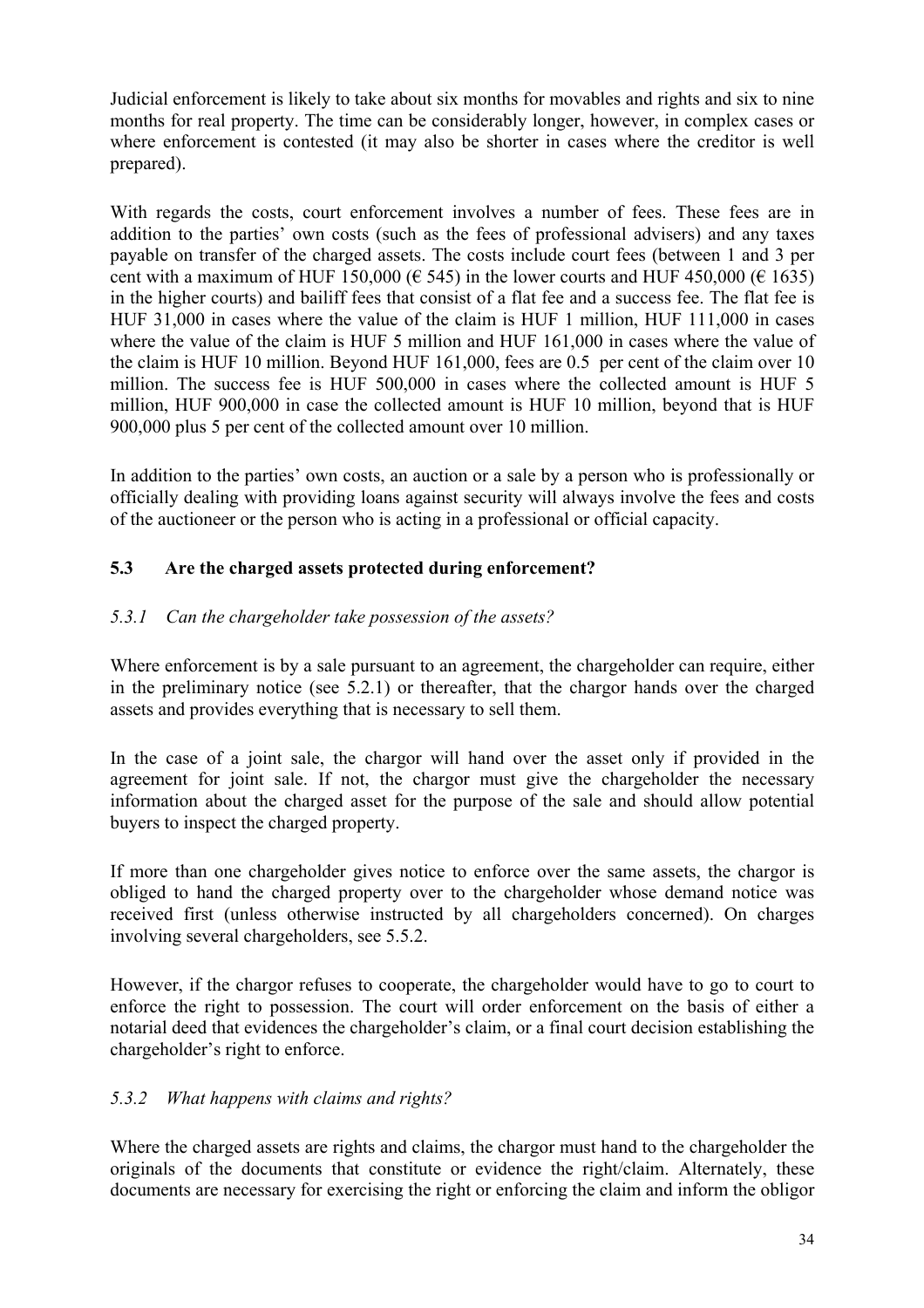Judicial enforcement is likely to take about six months for movables and rights and six to nine months for real property. The time can be considerably longer, however, in complex cases or where enforcement is contested (it may also be shorter in cases where the creditor is well prepared).

With regards the costs, court enforcement involves a number of fees. These fees are in addition to the parties' own costs (such as the fees of professional advisers) and any taxes payable on transfer of the charged assets. The costs include court fees (between 1 and 3 per cent with a maximum of HUF 150,000 (€ 545) in the lower courts and HUF 450,000 (€ 1635) in the higher courts) and bailiff fees that consist of a flat fee and a success fee. The flat fee is HUF 31,000 in cases where the value of the claim is HUF 1 million, HUF 111,000 in cases where the value of the claim is HUF 5 million and HUF 161,000 in cases where the value of the claim is HUF 10 million. Beyond HUF 161,000, fees are 0.5 per cent of the claim over 10 million. The success fee is HUF 500,000 in cases where the collected amount is HUF 5 million, HUF 900,000 in case the collected amount is HUF 10 million, beyond that is HUF 900,000 plus 5 per cent of the collected amount over 10 million.

In addition to the parties' own costs, an auction or a sale by a person who is professionally or officially dealing with providing loans against security will always involve the fees and costs of the auctioneer or the person who is acting in a professional or official capacity.

## 5.3 Are the charged assets protected during enforcement?

### *5.3.1 Can the chargeholder take possession of the assets?*

Where enforcement is by a sale pursuant to an agreement, the chargeholder can require, either in the preliminary notice (see 5.2.1) or thereafter, that the chargor hands over the charged assets and provides everything that is necessary to sell them.

In the case of a joint sale, the chargor will hand over the asset only if provided in the agreement for joint sale. If not, the chargor must give the chargeholder the necessary information about the charged asset for the purpose of the sale and should allow potential buyers to inspect the charged property.

If more than one chargeholder gives notice to enforce over the same assets, the chargor is obliged to hand the charged property over to the chargeholder whose demand notice was received first (unless otherwise instructed by all chargeholders concerned). On charges involving several chargeholders, see 5.5.2.

However, if the chargor refuses to cooperate, the chargeholder would have to go to court to enforce the right to possession. The court will order enforcement on the basis of either a notarial deed that evidences the chargeholder's claim, or a final court decision establishing the chargeholder's right to enforce.

### *5.3.2 What happens with claims and rights?*

Where the charged assets are rights and claims, the chargor must hand to the chargeholder the originals of the documents that constitute or evidence the right/claim. Alternately, these documents are necessary for exercising the right or enforcing the claim and inform the obligor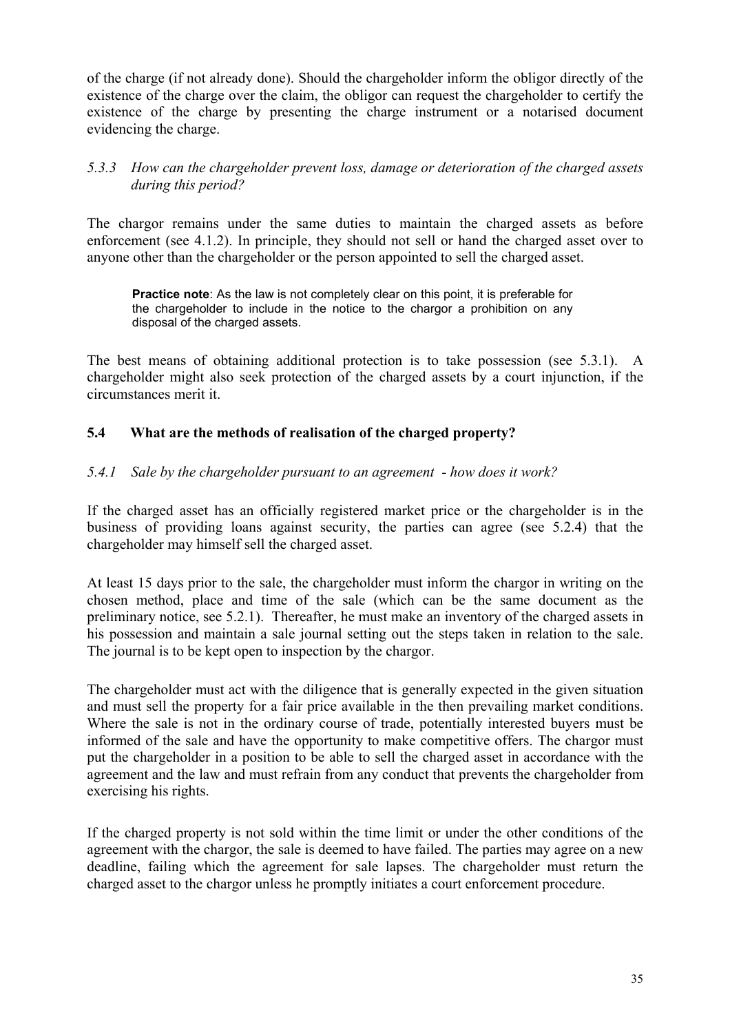of the charge (if not already done). Should the chargeholder inform the obligor directly of the existence of the charge over the claim, the obligor can request the chargeholder to certify the existence of the charge by presenting the charge instrument or a notarised document evidencing the charge.

### *5.3.3 How can the chargeholder prevent loss, damage or deterioration of the charged assets during this period?*

The chargor remains under the same duties to maintain the charged assets as before enforcement (see 4.1.2). In principle, they should not sell or hand the charged asset over to anyone other than the chargeholder or the person appointed to sell the charged asset.

> **Practice note**: As the law is not completely clear on this point, it is preferable for the chargeholder to include in the notice to the chargor a prohibition on any disposal of the charged assets.

The best means of obtaining additional protection is to take possession (see 5.3.1). A chargeholder might also seek protection of the charged assets by a court injunction, if the circumstances merit it.

## 5.4 What are the methods of realisation of the charged property?

### *5.4.1 Sale by the chargeholder pursuant to an agreement - how does it work?*

If the charged asset has an officially registered market price or the chargeholder is in the business of providing loans against security, the parties can agree (see 5.2.4) that the chargeholder may himself sell the charged asset.

At least 15 days prior to the sale, the chargeholder must inform the chargor in writing on the chosen method, place and time of the sale (which can be the same document as the preliminary notice, see 5.2.1). Thereafter, he must make an inventory of the charged assets in his possession and maintain a sale journal setting out the steps taken in relation to the sale. The journal is to be kept open to inspection by the chargor.

The chargeholder must act with the diligence that is generally expected in the given situation and must sell the property for a fair price available in the then prevailing market conditions. Where the sale is not in the ordinary course of trade, potentially interested buyers must be informed of the sale and have the opportunity to make competitive offers. The chargor must put the chargeholder in a position to be able to sell the charged asset in accordance with the agreement and the law and must refrain from any conduct that prevents the chargeholder from exercising his rights.

If the charged property is not sold within the time limit or under the other conditions of the agreement with the chargor, the sale is deemed to have failed. The parties may agree on a new deadline, failing which the agreement for sale lapses. The chargeholder must return the charged asset to the chargor unless he promptly initiates a court enforcement procedure.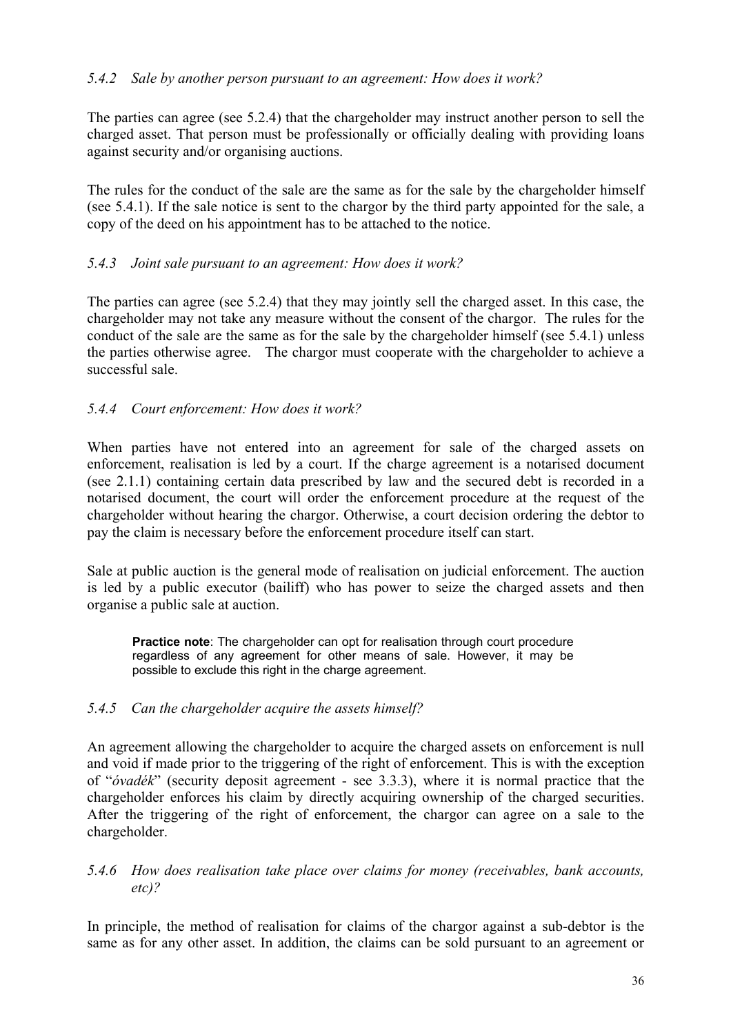### *5.4.2 Sale by another person pursuant to an agreement: How does it work?*

The parties can agree (see 5.2.4) that the chargeholder may instruct another person to sell the charged asset. That person must be professionally or officially dealing with providing loans against security and/or organising auctions.

The rules for the conduct of the sale are the same as for the sale by the chargeholder himself (see 5.4.1). If the sale notice is sent to the chargor by the third party appointed for the sale, a copy of the deed on his appointment has to be attached to the notice.

### *5.4.3 Joint sale pursuant to an agreement: How does it work?*

The parties can agree (see 5.2.4) that they may jointly sell the charged asset. In this case, the chargeholder may not take any measure without the consent of the chargor. The rules for the conduct of the sale are the same as for the sale by the chargeholder himself (see 5.4.1) unless the parties otherwise agree. The chargor must cooperate with the chargeholder to achieve a successful sale.

### *5.4.4 Court enforcement: How does it work?*

When parties have not entered into an agreement for sale of the charged assets on enforcement, realisation is led by a court. If the charge agreement is a notarised document (see 2.1.1) containing certain data prescribed by law and the secured debt is recorded in a notarised document, the court will order the enforcement procedure at the request of the chargeholder without hearing the chargor. Otherwise, a court decision ordering the debtor to pay the claim is necessary before the enforcement procedure itself can start.

Sale at public auction is the general mode of realisation on judicial enforcement. The auction is led by a public executor (bailiff) who has power to seize the charged assets and then organise a public sale at auction.

> **Practice note**: The chargeholder can opt for realisation through court procedure regardless of any agreement for other means of sale. However, it may be possible to exclude this right in the charge agreement.

### *5.4.5 Can the chargeholder acquire the assets himself?*

An agreement allowing the chargeholder to acquire the charged assets on enforcement is null and void if made prior to the triggering of the right of enforcement. This is with the exception of "*óvadék*" (security deposit agreement - see 3.3.3), where it is normal practice that the chargeholder enforces his claim by directly acquiring ownership of the charged securities. After the triggering of the right of enforcement, the chargor can agree on a sale to the chargeholder.

### *5.4.6 How does realisation take place over claims for money (receivables, bank accounts, etc)?*

In principle, the method of realisation for claims of the chargor against a sub-debtor is the same as for any other asset. In addition, the claims can be sold pursuant to an agreement or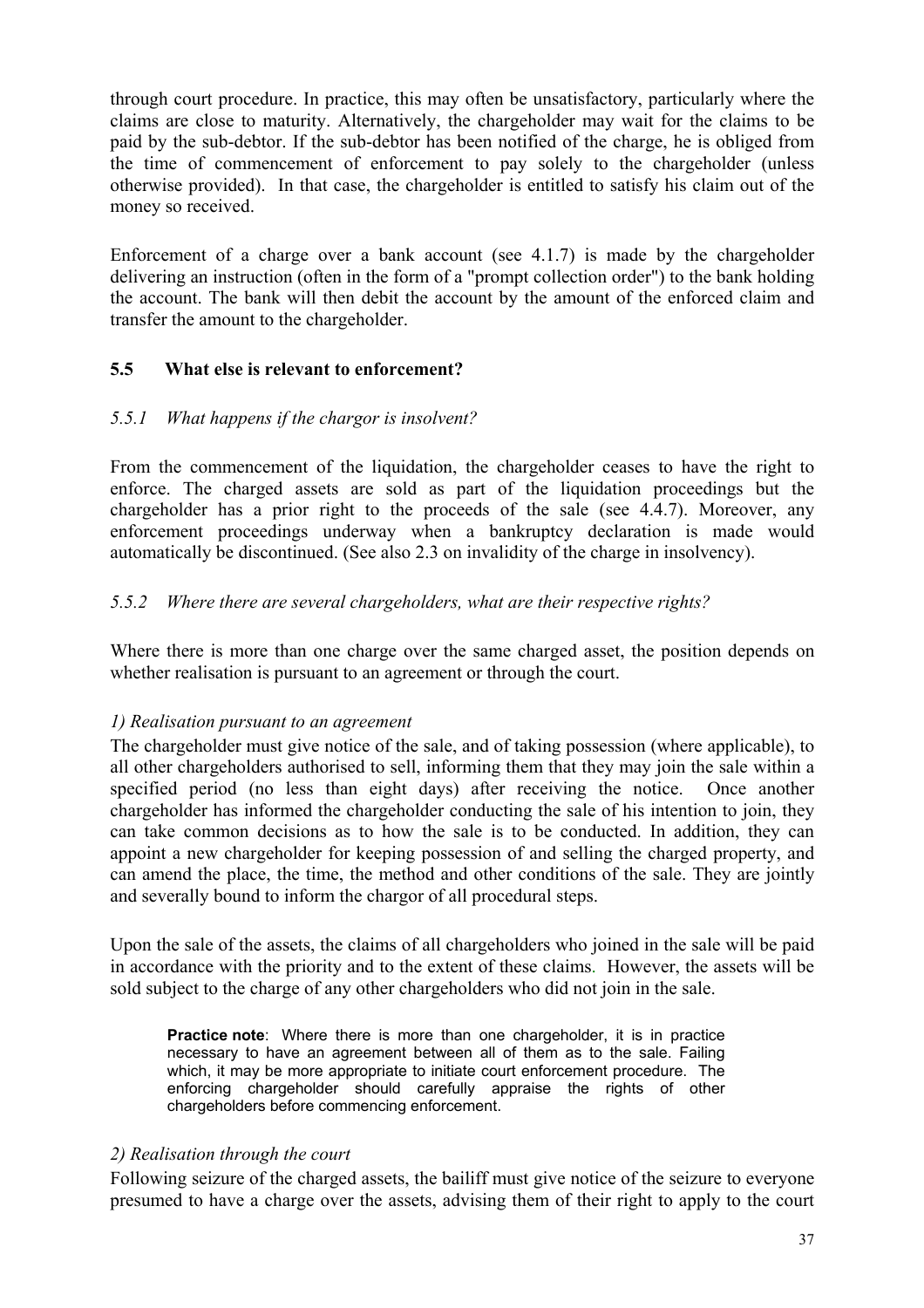through court procedure. In practice, this may often be unsatisfactory, particularly where the claims are close to maturity. Alternatively, the chargeholder may wait for the claims to be paid by the sub-debtor. If the sub-debtor has been notified of the charge, he is obliged from the time of commencement of enforcement to pay solely to the chargeholder (unless otherwise provided). In that case, the chargeholder is entitled to satisfy his claim out of the money so received.

Enforcement of a charge over a bank account (see 4.1.7) is made by the chargeholder delivering an instruction (often in the form of a "prompt collection order") to the bank holding the account. The bank will then debit the account by the amount of the enforced claim and transfer the amount to the chargeholder.

### 5.5 What else is relevant to enforcement?

#### *5.5.1 What happens if the chargor is insolvent?*

From the commencement of the liquidation, the chargeholder ceases to have the right to enforce. The charged assets are sold as part of the liquidation proceedings but the chargeholder has a prior right to the proceeds of the sale (see 4.4.7). Moreover, any enforcement proceedings underway when a bankruptcy declaration is made would automatically be discontinued. (See also 2.3 on invalidity of the charge in insolvency).

#### *5.5.2 Where there are several chargeholders, what are their respective rights?*

Where there is more than one charge over the same charged asset, the position depends on whether realisation is pursuant to an agreement or through the court.

*1) Realisation pursuant to an agreement*

The chargeholder must give notice of the sale, and of taking possession (where applicable), to all other chargeholders authorised to sell, informing them that they may join the sale within a specified period (no less than eight days) after receiving the notice. Once another chargeholder has informed the chargeholder conducting the sale of his intention to join, they can take common decisions as to how the sale is to be conducted. In addition, they can appoint a new chargeholder for keeping possession of and selling the charged property, and can amend the place, the time, the method and other conditions of the sale. They are jointly and severally bound to inform the chargor of all procedural steps.

Upon the sale of the assets, the claims of all chargeholders who joined in the sale will be paid in accordance with the priority and to the extent of these claims. However, the assets will be sold subject to the charge of any other chargeholders who did not join in the sale.

> **Practice note**: Where there is more than one chargeholder, it is in practice necessary to have an agreement between all of them as to the sale. Failing which, it may be more appropriate to initiate court enforcement procedure. The enforcing chargeholder should carefully appraise the rights of other chargeholders before commencing enforcement.

*2) Realisation through the court*

Following seizure of the charged assets, the bailiff must give notice of the seizure to everyone presumed to have a charge over the assets, advising them of their right to apply to the court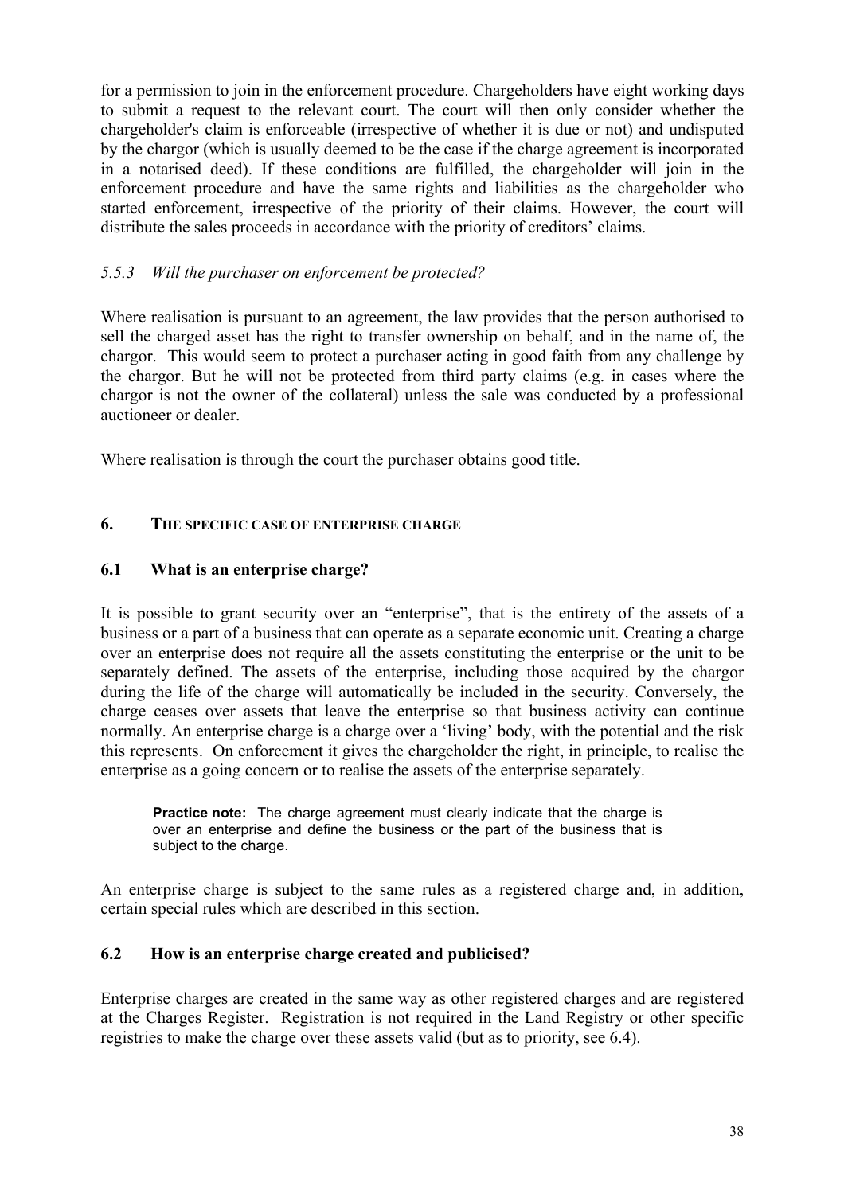for a permission to join in the enforcement procedure. Chargeholders have eight working days to submit a request to the relevant court. The court will then only consider whether the chargeholder's claim is enforceable (irrespective of whether it is due or not) and undisputed by the chargor (which is usually deemed to be the case if the charge agreement is incorporated in a notarised deed). If these conditions are fulfilled, the chargeholder will join in the enforcement procedure and have the same rights and liabilities as the chargeholder who started enforcement, irrespective of the priority of their claims. However, the court will distribute the sales proceeds in accordance with the priority of creditors' claims.

### *5.5.3 Will the purchaser on enforcement be protected?*

Where realisation is pursuant to an agreement, the law provides that the person authorised to sell the charged asset has the right to transfer ownership on behalf, and in the name of, the chargor. This would seem to protect a purchaser acting in good faith from any challenge by the chargor. But he will not be protected from third party claims (e.g. in cases where the chargor is not the owner of the collateral) unless the sale was conducted by a professional auctioneer or dealer.

Where realisation is through the court the purchaser obtains good title.

## 6. THE SPECIFIC CASE OF ENTERPRISE CHARGE

### 6.1 What is an enterprise charge?

It is possible to grant security over an "enterprise", that is the entirety of the assets of a business or a part of a business that can operate as a separate economic unit. Creating a charge over an enterprise does not require all the assets constituting the enterprise or the unit to be separately defined. The assets of the enterprise, including those acquired by the chargor during the life of the charge will automatically be included in the security. Conversely, the charge ceases over assets that leave the enterprise so that business activity can continue normally. An enterprise charge is a charge over a 'living' body, with the potential and the risk this represents. On enforcement it gives the chargeholder the right, in principle, to realise the enterprise as a going concern or to realise the assets of the enterprise separately.

> **Practice note:** The charge agreement must clearly indicate that the charge is over an enterprise and define the business or the part of the business that is subject to the charge.

An enterprise charge is subject to the same rules as a registered charge and, in addition, certain special rules which are described in this section.

### 6.2 How is an enterprise charge created and publicised?

Enterprise charges are created in the same way as other registered charges and are registered at the Charges Register. Registration is not required in the Land Registry or other specific registries to make the charge over these assets valid (but as to priority, see 6.4).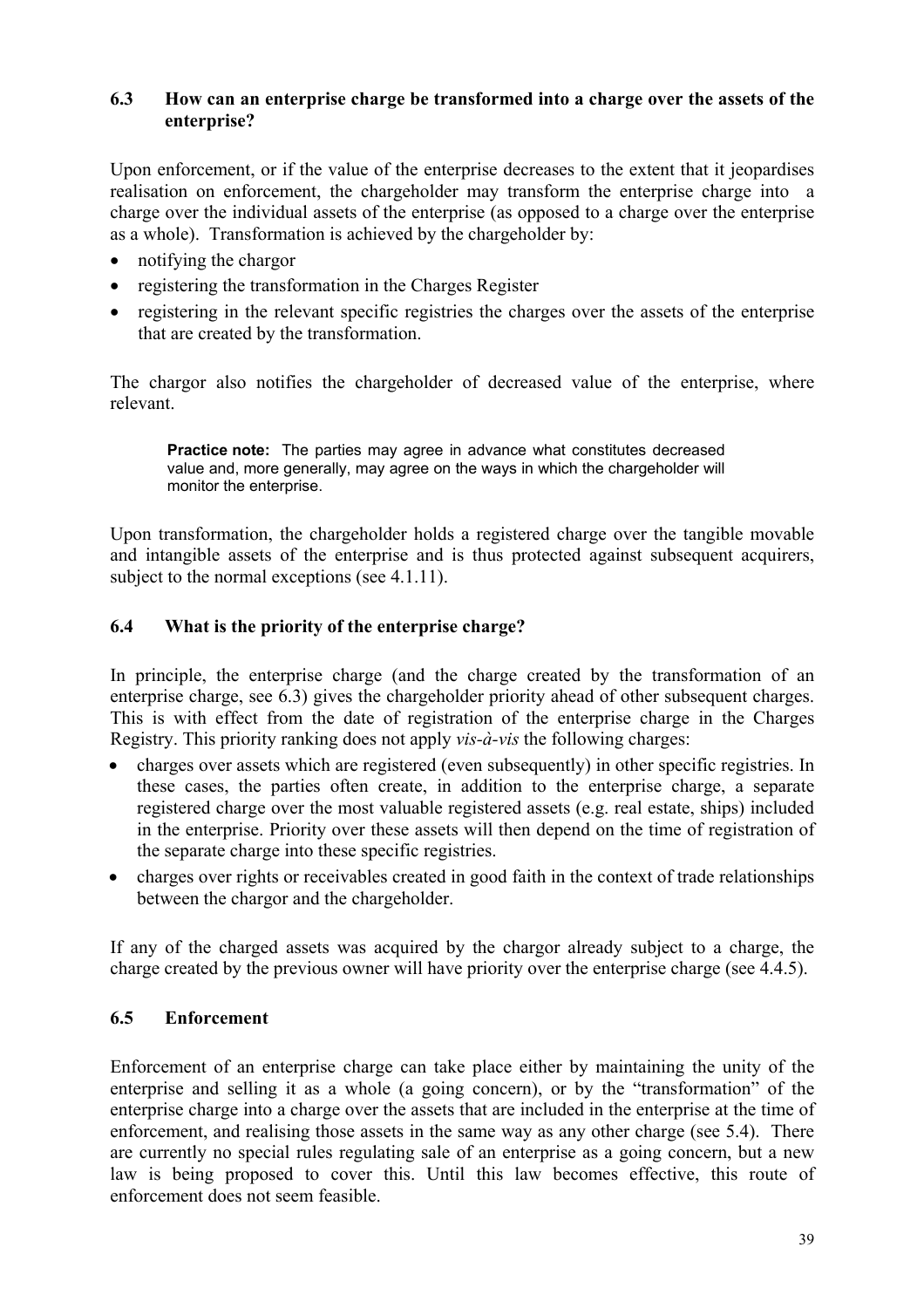### 6.3 How can an enterprise charge be transformed into a charge over the assets of the enterprise?

Upon enforcement, or if the value of the enterprise decreases to the extent that it jeopardises realisation on enforcement, the chargeholder may transform the enterprise charge into a charge over the individual assets of the enterprise (as opposed to a charge over the enterprise as a whole). Transformation is achieved by the chargeholder by:

- notifying the chargor
- registering the transformation in the Charges Register
- registering in the relevant specific registries the charges over the assets of the enterprise that are created by the transformation.

The chargor also notifies the chargeholder of decreased value of the enterprise, where relevant.

> **Practice note:** The parties may agree in advance what constitutes decreased value and, more generally, may agree on the ways in which the chargeholder will monitor the enterprise.

Upon transformation, the chargeholder holds a registered charge over the tangible movable and intangible assets of the enterprise and is thus protected against subsequent acquirers, subject to the normal exceptions (see 4.1.11).

### 6.4 What is the priority of the enterprise charge?

In principle, the enterprise charge (and the charge created by the transformation of an enterprise charge, see 6.3) gives the chargeholder priority ahead of other subsequent charges. This is with effect from the date of registration of the enterprise charge in the Charges Registry. This priority ranking does not apply *vis-à-vis* the following charges:

- charges over assets which are registered (even subsequently) in other specific registries. In these cases, the parties often create, in addition to the enterprise charge, a separate registered charge over the most valuable registered assets (e.g. real estate, ships) included in the enterprise. Priority over these assets will then depend on the time of registration of the separate charge into these specific registries.
- charges over rights or receivables created in good faith in the context of trade relationships between the chargor and the chargeholder.

If any of the charged assets was acquired by the chargor already subject to a charge, the charge created by the previous owner will have priority over the enterprise charge (see 4.4.5).

### 6.5 Enforcement

Enforcement of an enterprise charge can take place either by maintaining the unity of the enterprise and selling it as a whole (a going concern), or by the "transformation" of the enterprise charge into a charge over the assets that are included in the enterprise at the time of enforcement, and realising those assets in the same way as any other charge (see 5.4). There are currently no special rules regulating sale of an enterprise as a going concern, but a new law is being proposed to cover this. Until this law becomes effective, this route of enforcement does not seem feasible.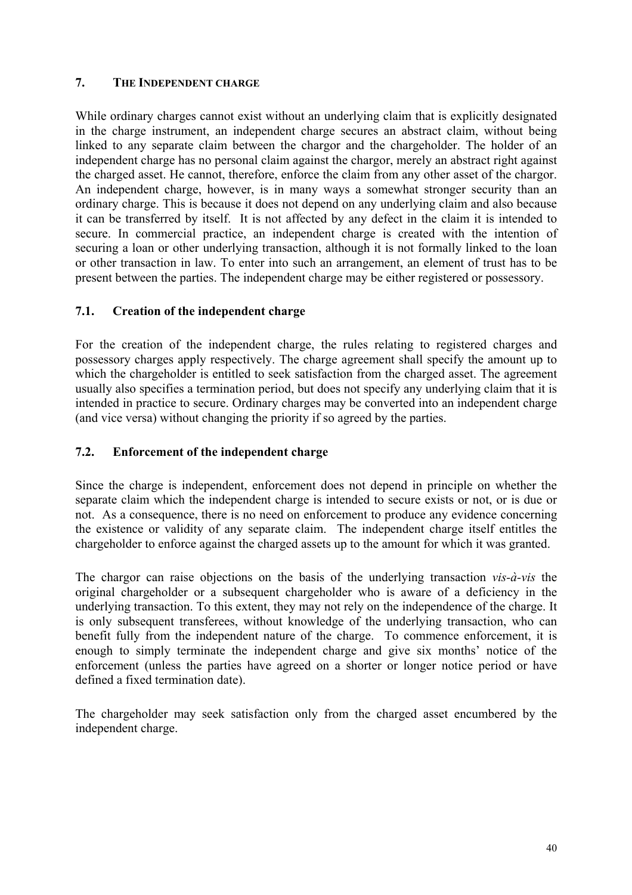## 7. THE INDEPENDENT CHARGE

While ordinary charges cannot exist without an underlying claim that is explicitly designated in the charge instrument, an independent charge secures an abstract claim, without being linked to any separate claim between the chargor and the chargeholder. The holder of an independent charge has no personal claim against the chargor, merely an abstract right against the charged asset. He cannot, therefore, enforce the claim from any other asset of the chargor. An independent charge, however, is in many ways a somewhat stronger security than an ordinary charge. This is because it does not depend on any underlying claim and also because it can be transferred by itself. It is not affected by any defect in the claim it is intended to secure. In commercial practice, an independent charge is created with the intention of securing a loan or other underlying transaction, although it is not formally linked to the loan or other transaction in law. To enter into such an arrangement, an element of trust has to be present between the parties. The independent charge may be either registered or possessory.

### 7.1. Creation of the independent charge

For the creation of the independent charge, the rules relating to registered charges and possessory charges apply respectively. The charge agreement shall specify the amount up to which the chargeholder is entitled to seek satisfaction from the charged asset. The agreement usually also specifies a termination period, but does not specify any underlying claim that it is intended in practice to secure. Ordinary charges may be converted into an independent charge (and vice versa) without changing the priority if so agreed by the parties.

### 7.2. Enforcement of the independent charge

Since the charge is independent, enforcement does not depend in principle on whether the separate claim which the independent charge is intended to secure exists or not, or is due or not. As a consequence, there is no need on enforcement to produce any evidence concerning the existence or validity of any separate claim. The independent charge itself entitles the chargeholder to enforce against the charged assets up to the amount for which it was granted.

The chargor can raise objections on the basis of the underlying transaction *vis-à-vis* the original chargeholder or a subsequent chargeholder who is aware of a deficiency in the underlying transaction. To this extent, they may not rely on the independence of the charge. It is only subsequent transferees, without knowledge of the underlying transaction, who can benefit fully from the independent nature of the charge. To commence enforcement, it is enough to simply terminate the independent charge and give six months' notice of the enforcement (unless the parties have agreed on a shorter or longer notice period or have defined a fixed termination date).

The chargeholder may seek satisfaction only from the charged asset encumbered by the independent charge.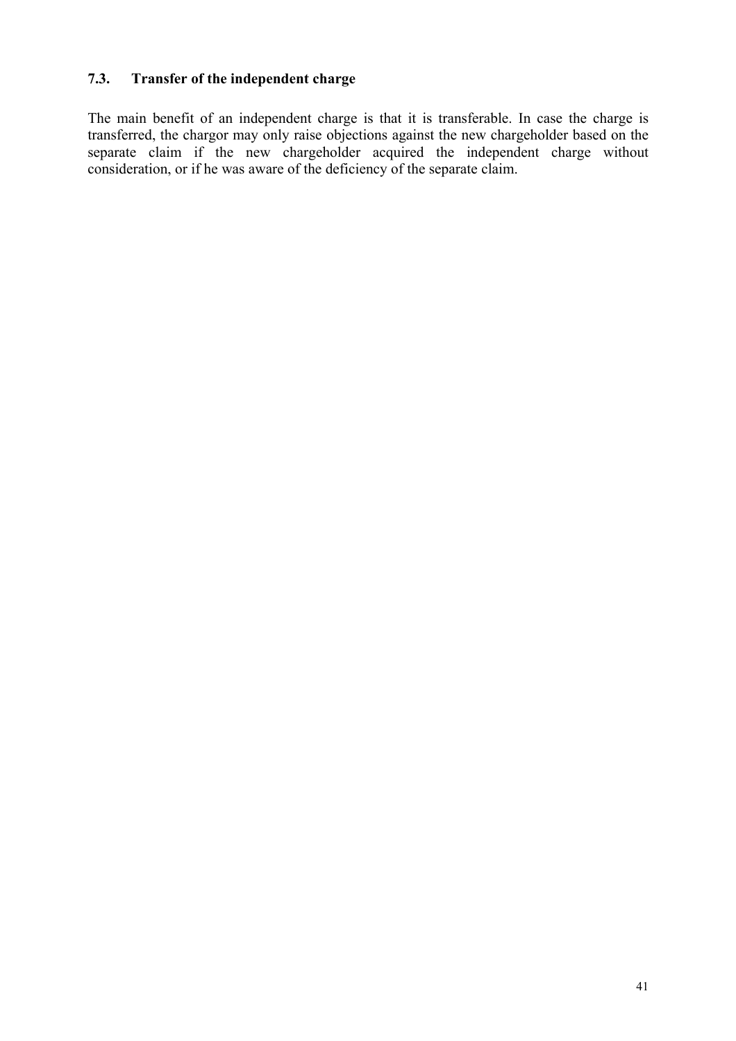### 7.3. Transfer of the independent charge

The main benefit of an independent charge is that it is transferable. In case the charge is transferred, the chargor may only raise objections against the new chargeholder based on the separate claim if the new chargeholder acquired the independent charge without consideration, or if he was aware of the deficiency of the separate claim.